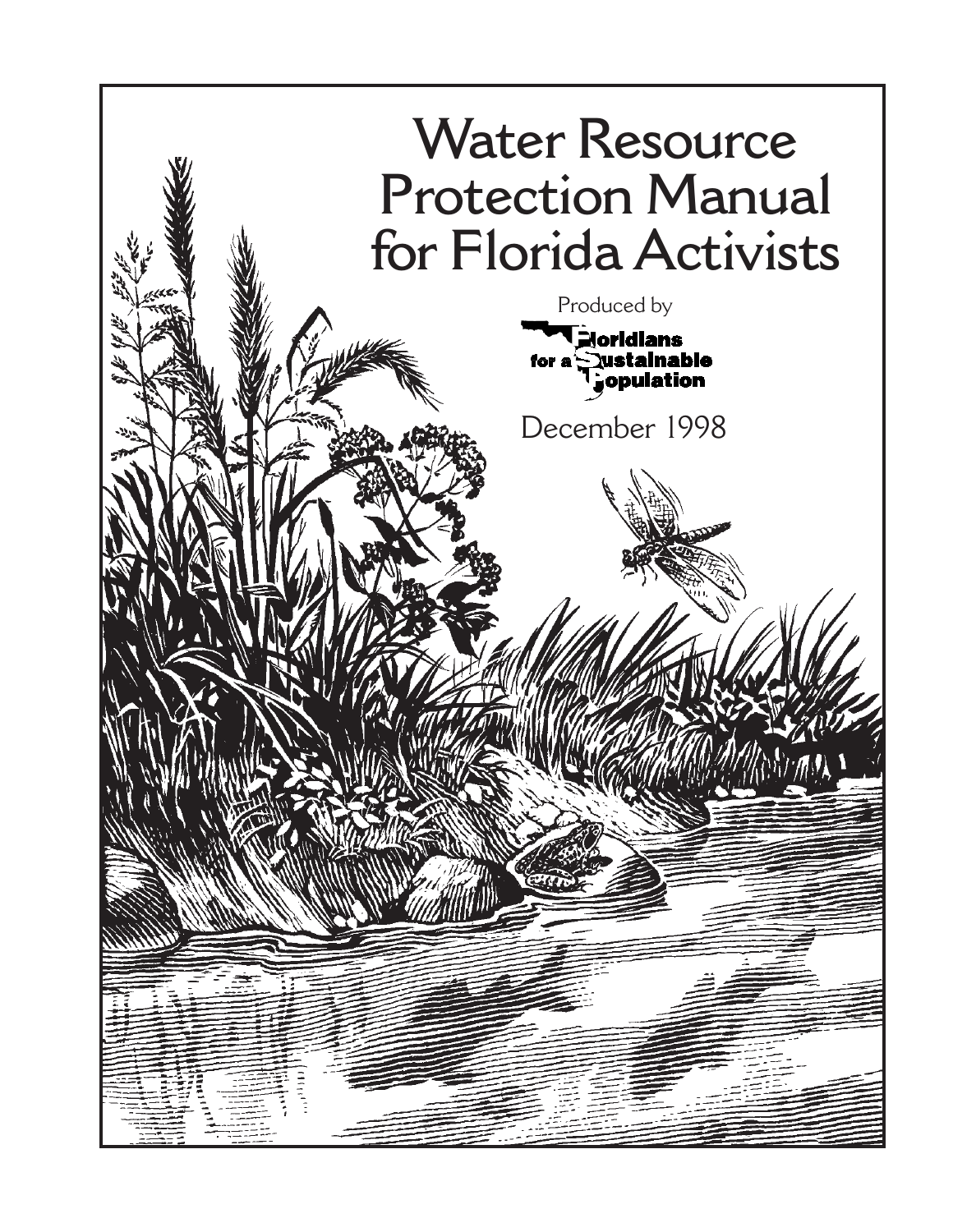# Water Resource Protection Manual for Florida Activists

Produced by

Floridians for a Sustainable Population

December 1998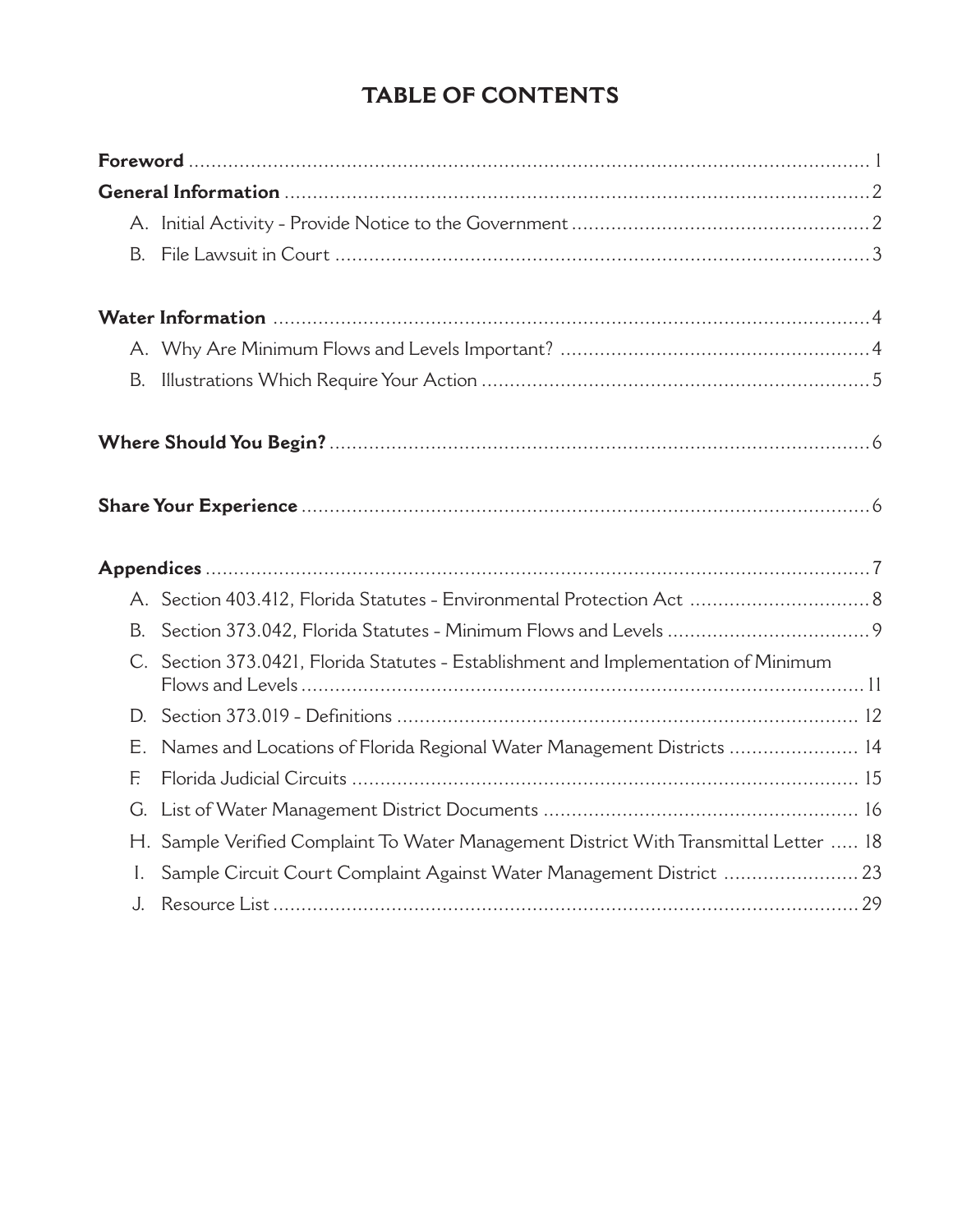# TABLE OF CONTENTS

**Foreword** ..................................................................... 1

**General Information** ..................................................................... 2

A. Initial Activity - Provide Notice to the Government ..................................................................... 2

B. File Lawsuit in Court ..................................................................... 3

**Water Information** ..................................................................... 4

A. Why Are Minimum Flows and Levels Important? ..................................................................... 4

B. Illustrations Which Require Your Action ..................................................................... 5

**Where Should You Begin?** ..................................................................... 6

**Share Your Experience** ..................................................................... 6

**Appendices** ..................................................................... 7

A. Section 403.412, Florida Statutes - Environmental Protection Act ..................................................................... 8

B. Section 373.042, Florida Statutes - Minimum Flows and Levels ..................................................................... 9

C. Section 373.0421, Florida Statutes - Establishment and Implementation of Minimum Flows and Levels ..................................................................... 11

D. Section 373.019 - Definitions ..................................................................... 12

E. Names and Locations of Florida Regional Water Management Districts ..................................................................... 14

F. Florida Judicial Circuits ..................................................................... 15

G. List of Water Management District Documents ..................................................................... 16

H. Sample Verified Complaint To Water Management District With Transmittal Letter ..... 18

I. Sample Circuit Court Complaint Against Water Management District ..................................................................... 23

J. Resource List ..................................................................... 29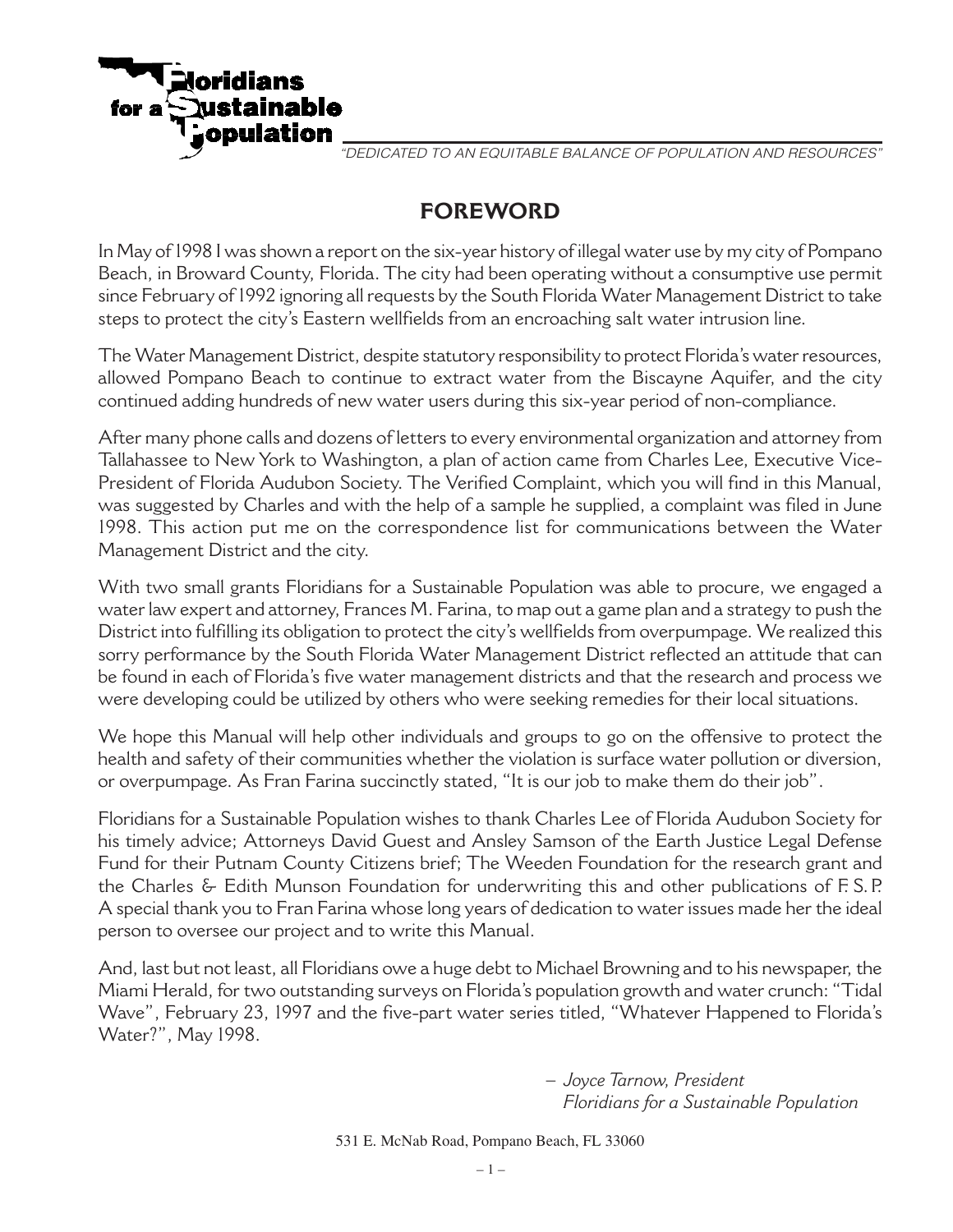**Floridians for a Sustainable Population**

*"DEDICATED TO AN EQUITABLE BALANCE OF POPULATION AND RESOURCES"*

## FOREWORD

In May of 1998 I was shown a report on the six-year history of illegal water use by my city of Pompano Beach, in Broward County, Florida. The city had been operating without a consumptive use permit since February of 1992 ignoring all requests by the South Florida Water Management District to take steps to protect the city's Eastern wellfields from an encroaching salt water intrusion line.

The Water Management District, despite statutory responsibility to protect Florida's water resources, allowed Pompano Beach to continue to extract water from the Biscayne Aquifer, and the city continued adding hundreds of new water users during this six-year period of non-compliance.

After many phone calls and dozens of letters to every environmental organization and attorney from Tallahassee to New York to Washington, a plan of action came from Charles Lee, Executive Vice-President of Florida Audubon Society. The Verified Complaint, which you will find in this Manual, was suggested by Charles and with the help of a sample he supplied, a complaint was filed in June 1998. This action put me on the correspondence list for communications between the Water Management District and the city.

With two small grants Floridians for a Sustainable Population was able to procure, we engaged a water law expert and attorney, Frances M. Farina, to map out a game plan and a strategy to push the District into fulfilling its obligation to protect the city's wellfields from overpumpage. We realized this sorry performance by the South Florida Water Management District reflected an attitude that can be found in each of Florida's five water management districts and that the research and process we were developing could be utilized by others who were seeking remedies for their local situations.

We hope this Manual will help other individuals and groups to go on the offensive to protect the health and safety of their communities whether the violation is surface water pollution or diversion, or overpumpage. As Fran Farina succinctly stated, "It is our job to make them do their job".

Floridians for a Sustainable Population wishes to thank Charles Lee of Florida Audubon Society for his timely advice; Attorneys David Guest and Ansley Samson of the Earth Justice Legal Defense Fund for their Putnam County Citizens brief; The Weeden Foundation for the research grant and the Charles & Edith Munson Foundation for underwriting this and other publications of F. S. P. A special thank you to Fran Farina whose long years of dedication to water issues made her the ideal person to oversee our project and to write this Manual.

And, last but not least, all Floridians owe a huge debt to Michael Browning and to his newspaper, the Miami Herald, for two outstanding surveys on Florida's population growth and water crunch: "Tidal Wave", February 23, 1997 and the five-part water series titled, "Whatever Happened to Florida's Water?", May 1998.

*– Joyce Tarnow, President*
*Floridians for a Sustainable Population*

531 E. McNab Road, Pompano Beach, FL 33060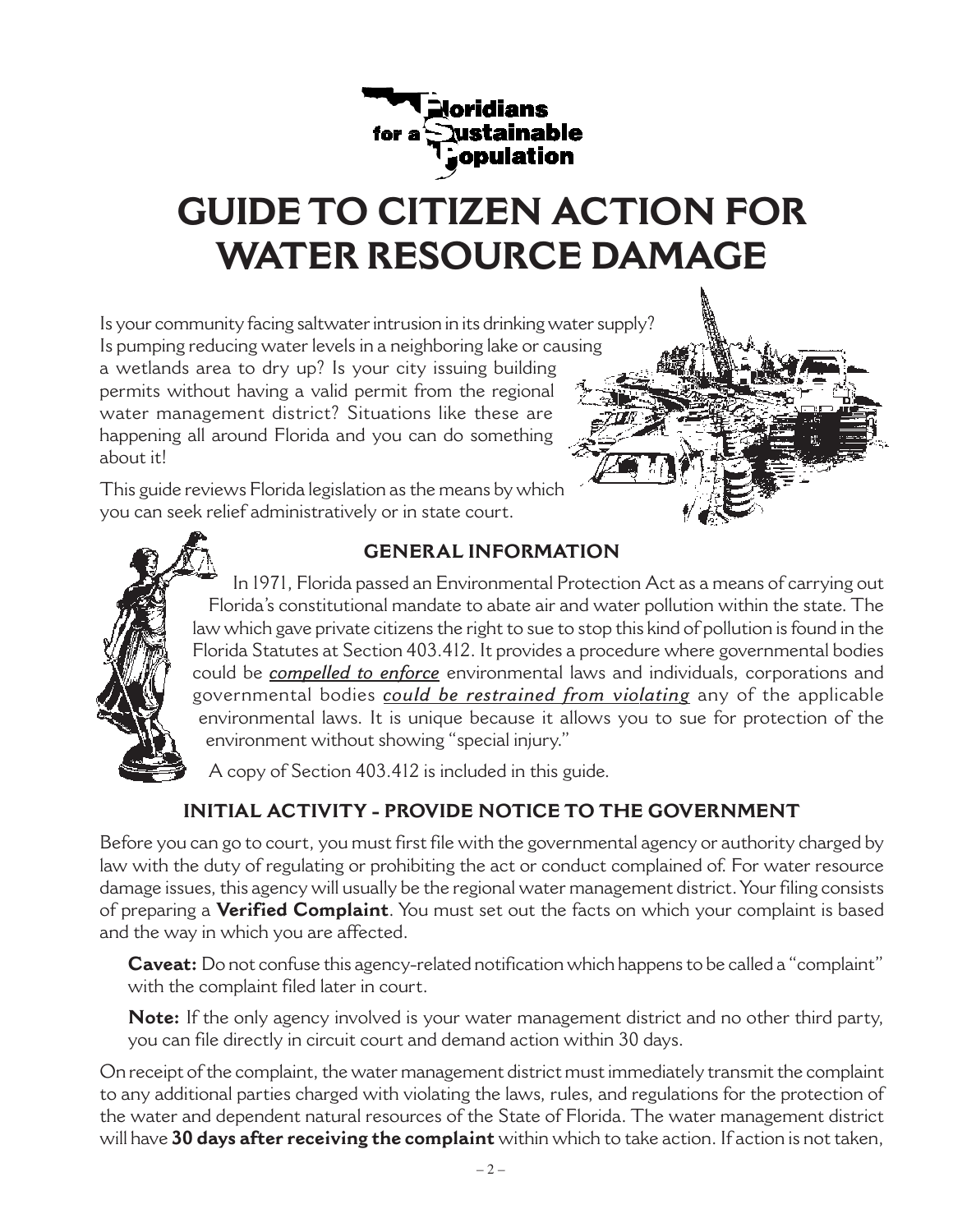Floridians for a Sustainable Population

# GUIDE TO CITIZEN ACTION FOR WATER RESOURCE DAMAGE

Is your community facing saltwater intrusion in its drinking water supply? Is pumping reducing water levels in a neighboring lake or causing a wetlands area to dry up? Is your city issuing building permits without having a valid permit from the regional water management district? Situations like these are happening all around Florida and you can do something about it!

This guide reviews Florida legislation as the means by which you can seek relief administratively or in state court.

## GENERAL INFORMATION

In 1971, Florida passed an Environmental Protection Act as a means of carrying out Florida's constitutional mandate to abate air and water pollution within the state. The law which gave private citizens the right to sue to stop this kind of pollution is found in the Florida Statutes at Section 403.412. It provides a procedure where governmental bodies could be ***compelled to enforce*** environmental laws and individuals, corporations and governmental bodies ***could be restrained from violating*** any of the applicable environmental laws. It is unique because it allows you to sue for protection of the environment without showing "special injury."

A copy of Section 403.412 is included in this guide.

## INITIAL ACTIVITY - PROVIDE NOTICE TO THE GOVERNMENT

Before you can go to court, you must first file with the governmental agency or authority charged by law with the duty of regulating or prohibiting the act or conduct complained of. For water resource damage issues, this agency will usually be the regional water management district. Your filing consists of preparing a **Verified Complaint**. You must set out the facts on which your complaint is based and the way in which you are affected.

> **Caveat:** Do not confuse this agency-related notification which happens to be called a "complaint" with the complaint filed later in court.
>
> **Note:** If the only agency involved is your water management district and no other third party, you can file directly in circuit court and demand action within 30 days.

On receipt of the complaint, the water management district must immediately transmit the complaint to any additional parties charged with violating the laws, rules, and regulations for the protection of the water and dependent natural resources of the State of Florida. The water management district will have **30 days after receiving the complaint** within which to take action. If action is not taken,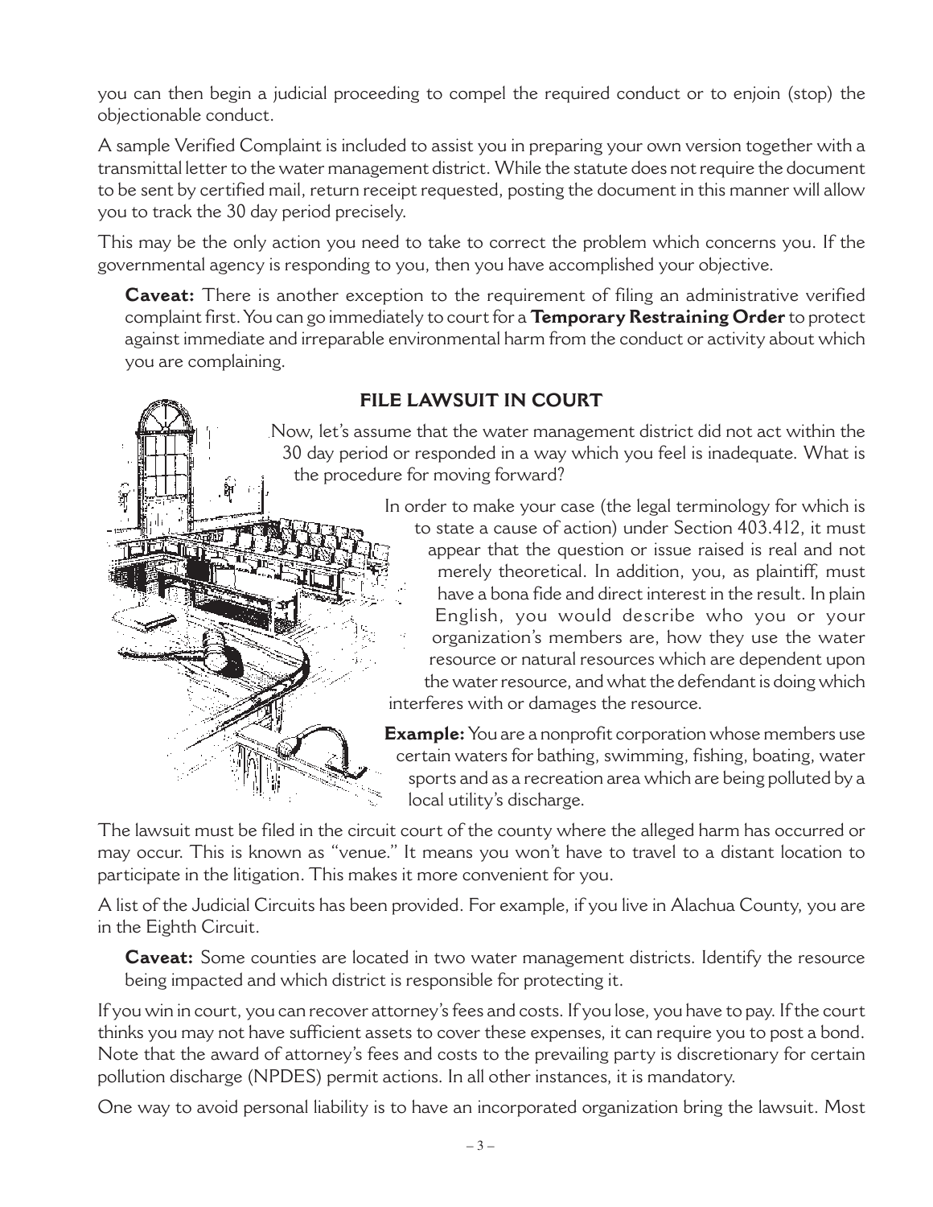you can then begin a judicial proceeding to compel the required conduct or to enjoin (stop) the objectionable conduct.

A sample Verified Complaint is included to assist you in preparing your own version together with a transmittal letter to the water management district. While the statute does not require the document to be sent by certified mail, return receipt requested, posting the document in this manner will allow you to track the 30 day period precisely.

This may be the only action you need to take to correct the problem which concerns you. If the governmental agency is responding to you, then you have accomplished your objective.

> **Caveat:** There is another exception to the requirement of filing an administrative verified complaint first. You can go immediately to court for a **Temporary Restraining Order** to protect against immediate and irreparable environmental harm from the conduct or activity about which you are complaining.

## FILE LAWSUIT IN COURT

Now, let's assume that the water management district did not act within the 30 day period or responded in a way which you feel is inadequate. What is the procedure for moving forward?

In order to make your case (the legal terminology for which is to state a cause of action) under Section 403.412, it must appear that the question or issue raised is real and not merely theoretical. In addition, you, as plaintiff, must have a bona fide and direct interest in the result. In plain English, you would describe who you or your organization's members are, how they use the water resource or natural resources which are dependent upon the water resource, and what the defendant is doing which interferes with or damages the resource.

**Example:** You are a nonprofit corporation whose members use certain waters for bathing, swimming, fishing, boating, water sports and as a recreation area which are being polluted by a local utility's discharge.

The lawsuit must be filed in the circuit court of the county where the alleged harm has occurred or may occur. This is known as "venue." It means you won't have to travel to a distant location to participate in the litigation. This makes it more convenient for you.

A list of the Judicial Circuits has been provided. For example, if you live in Alachua County, you are in the Eighth Circuit.

> **Caveat:** Some counties are located in two water management districts. Identify the resource being impacted and which district is responsible for protecting it.

If you win in court, you can recover attorney's fees and costs. If you lose, you have to pay. If the court thinks you may not have sufficient assets to cover these expenses, it can require you to post a bond. Note that the award of attorney's fees and costs to the prevailing party is discretionary for certain pollution discharge (NPDES) permit actions. In all other instances, it is mandatory.

One way to avoid personal liability is to have an incorporated organization bring the lawsuit. Most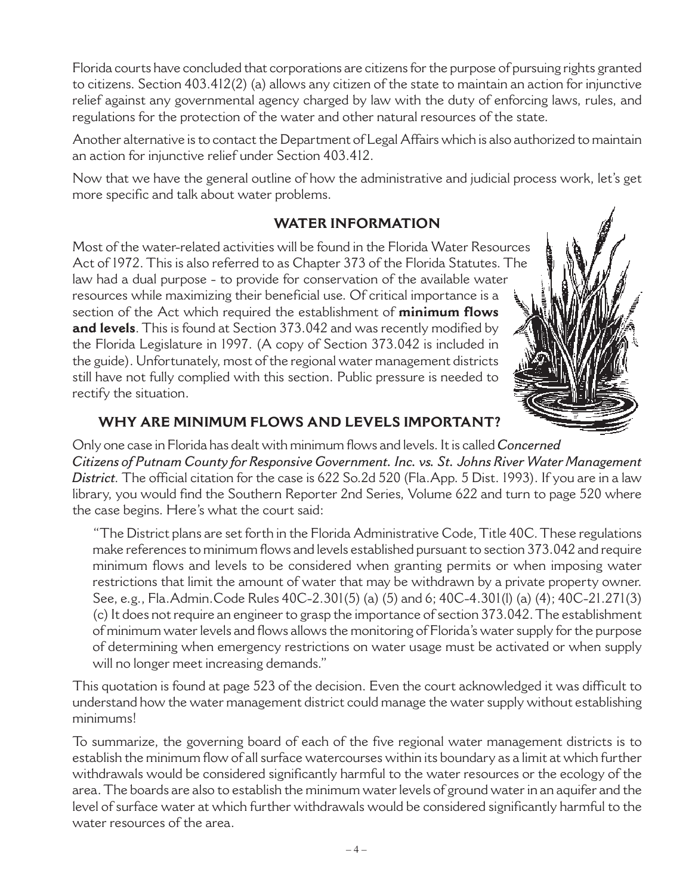Florida courts have concluded that corporations are citizens for the purpose of pursuing rights granted to citizens. Section 403.412(2) (a) allows any citizen of the state to maintain an action for injunctive relief against any governmental agency charged by law with the duty of enforcing laws, rules, and regulations for the protection of the water and other natural resources of the state.

Another alternative is to contact the Department of Legal Affairs which is also authorized to maintain an action for injunctive relief under Section 403.412.

Now that we have the general outline of how the administrative and judicial process work, let's get more specific and talk about water problems.

## WATER INFORMATION

Most of the water-related activities will be found in the Florida Water Resources Act of 1972. This is also referred to as Chapter 373 of the Florida Statutes. The law had a dual purpose - to provide for conservation of the available water resources while maximizing their beneficial use. Of critical importance is a section of the Act which required the establishment of **minimum flows and levels**. This is found at Section 373.042 and was recently modified by the Florida Legislature in 1997. (A copy of Section 373.042 is included in the guide). Unfortunately, most of the regional water management districts still have not fully complied with this section. Public pressure is needed to rectify the situation.

## WHY ARE MINIMUM FLOWS AND LEVELS IMPORTANT?

Only one case in Florida has dealt with minimum flows and levels. It is called *Concerned Citizens of Putnam County for Responsive Government. Inc. vs. St. Johns River Water Management District*. The official citation for the case is 622 So.2d 520 (Fla.App. 5 Dist. 1993). If you are in a law library, you would find the Southern Reporter 2nd Series, Volume 622 and turn to page 520 where the case begins. Here's what the court said:

> "The District plans are set forth in the Florida Administrative Code, Title 40C. These regulations make references to minimum flows and levels established pursuant to section 373.042 and require minimum flows and levels to be considered when granting permits or when imposing water restrictions that limit the amount of water that may be withdrawn by a private property owner. See, e.g., Fla.Admin.Code Rules 40C-2.301(5) (a) (5) and 6; 40C-4.301(l) (a) (4); 40C-21.271(3) (c) It does not require an engineer to grasp the importance of section 373.042. The establishment of minimum water levels and flows allows the monitoring of Florida's water supply for the purpose of determining when emergency restrictions on water usage must be activated or when supply will no longer meet increasing demands."

This quotation is found at page 523 of the decision. Even the court acknowledged it was difficult to understand how the water management district could manage the water supply without establishing minimums!

To summarize, the governing board of each of the five regional water management districts is to establish the minimum flow of all surface watercourses within its boundary as a limit at which further withdrawals would be considered significantly harmful to the water resources or the ecology of the area. The boards are also to establish the minimum water levels of ground water in an aquifer and the level of surface water at which further withdrawals would be considered significantly harmful to the water resources of the area.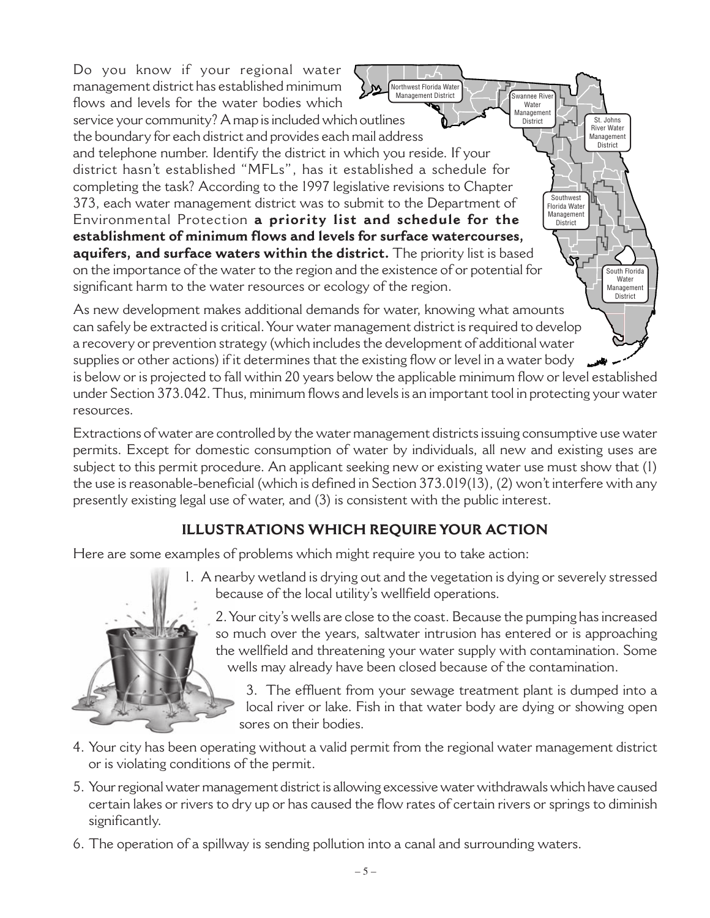Do you know if your regional water management district has established minimum flows and levels for the water bodies which service your community? A map is included which outlines the boundary for each district and provides each mail address and telephone number. Identify the district in which you reside. If your district hasn't established "MFLs", has it established a schedule for completing the task? According to the 1997 legislative revisions to Chapter 373, each water management district was to submit to the Department of Environmental Protection **a priority list and schedule for the establishment of minimum flows and levels for surface watercourses, aquifers, and surface waters within the district.** The priority list is based on the importance of the water to the region and the existence of or potential for significant harm to the water resources or ecology of the region.

As new development makes additional demands for water, knowing what amounts can safely be extracted is critical. Your water management district is required to develop a recovery or prevention strategy (which includes the development of additional water supplies or other actions) if it determines that the existing flow or level in a water body is below or is projected to fall within 20 years below the applicable minimum flow or level established under Section 373.042. Thus, minimum flows and levels is an important tool in protecting your water resources.

Extractions of water are controlled by the water management districts issuing consumptive use water permits. Except for domestic consumption of water by individuals, all new and existing uses are subject to this permit procedure. An applicant seeking new or existing water use must show that (1) the use is reasonable-beneficial (which is defined in Section 373.019(13), (2) won't interfere with any presently existing legal use of water, and (3) is consistent with the public interest.

## ILLUSTRATIONS WHICH REQUIRE YOUR ACTION

Here are some examples of problems which might require you to take action:

1. A nearby wetland is drying out and the vegetation is dying or severely stressed because of the local utility's wellfield operations.
2. Your city's wells are close to the coast. Because the pumping has increased so much over the years, saltwater intrusion has entered or is approaching the wellfield and threatening your water supply with contamination. Some wells may already have been closed because of the contamination.
3. The effluent from your sewage treatment plant is dumped into a local river or lake. Fish in that water body are dying or showing open sores on their bodies.
4. Your city has been operating without a valid permit from the regional water management district or is violating conditions of the permit.
5. Your regional water management district is allowing excessive water withdrawals which have caused certain lakes or rivers to dry up or has caused the flow rates of certain rivers or springs to diminish significantly.
6. The operation of a spillway is sending pollution into a canal and surrounding waters.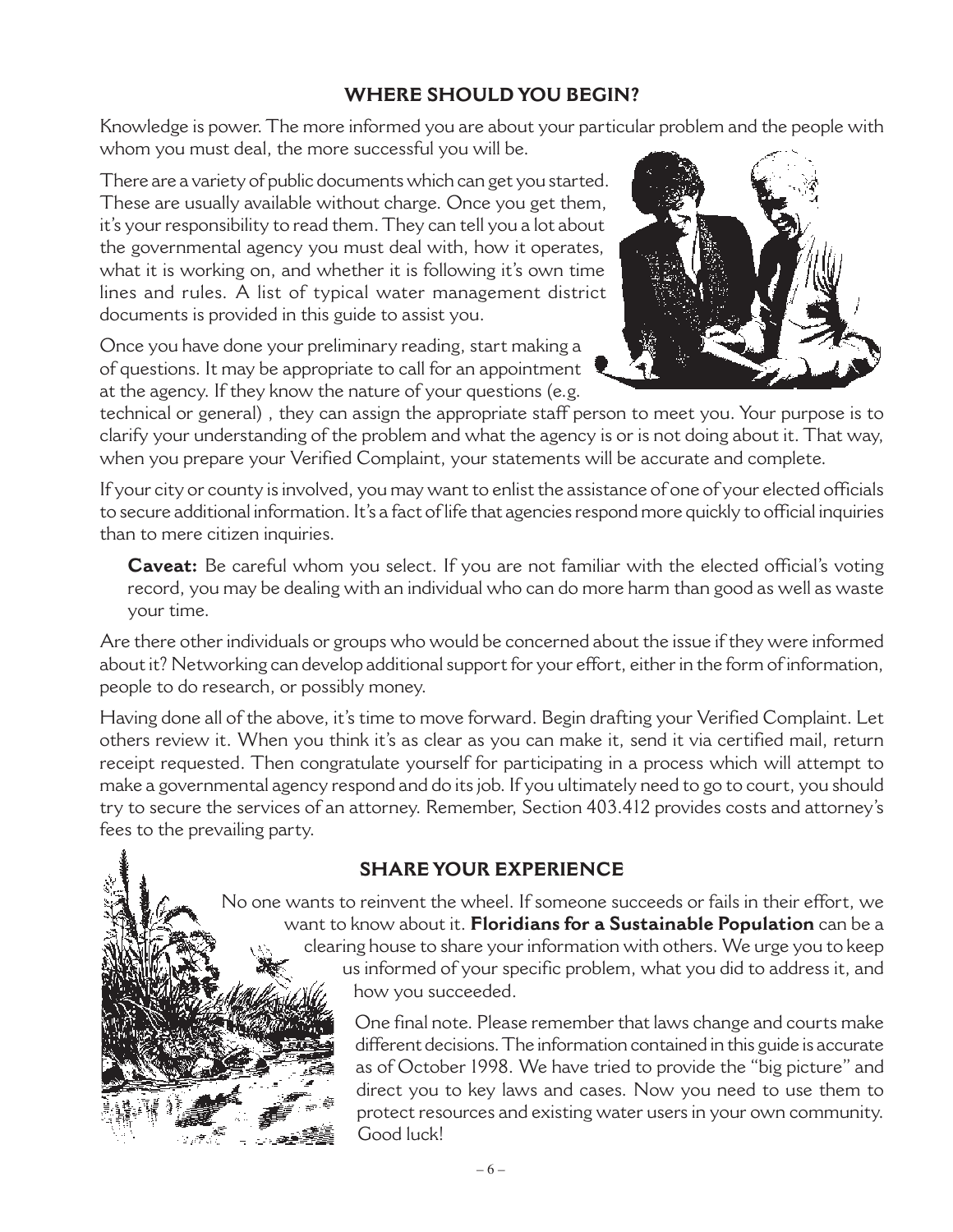## WHERE SHOULD YOU BEGIN?

Knowledge is power. The more informed you are about your particular problem and the people with whom you must deal, the more successful you will be.

There are a variety of public documents which can get you started. These are usually available without charge. Once you get them, it's your responsibility to read them. They can tell you a lot about the governmental agency you must deal with, how it operates, what it is working on, and whether it is following it's own time lines and rules. A list of typical water management district documents is provided in this guide to assist you.

Once you have done your preliminary reading, start making a of questions. It may be appropriate to call for an appointment at the agency. If they know the nature of your questions (e.g. technical or general) , they can assign the appropriate staff person to meet you. Your purpose is to clarify your understanding of the problem and what the agency is or is not doing about it. That way, when you prepare your Verified Complaint, your statements will be accurate and complete.

If your city or county is involved, you may want to enlist the assistance of one of your elected officials to secure additional information. It's a fact of life that agencies respond more quickly to official inquiries than to mere citizen inquiries.

> **Caveat:** Be careful whom you select. If you are not familiar with the elected official's voting record, you may be dealing with an individual who can do more harm than good as well as waste your time.

Are there other individuals or groups who would be concerned about the issue if they were informed about it? Networking can develop additional support for your effort, either in the form of information, people to do research, or possibly money.

Having done all of the above, it's time to move forward. Begin drafting your Verified Complaint. Let others review it. When you think it's as clear as you can make it, send it via certified mail, return receipt requested. Then congratulate yourself for participating in a process which will attempt to make a governmental agency respond and do its job. If you ultimately need to go to court, you should try to secure the services of an attorney. Remember, Section 403.412 provides costs and attorney's fees to the prevailing party.

## SHARE YOUR EXPERIENCE

No one wants to reinvent the wheel. If someone succeeds or fails in their effort, we want to know about it. **Floridians for a Sustainable Population** can be a clearing house to share your information with others. We urge you to keep us informed of your specific problem, what you did to address it, and how you succeeded.

One final note. Please remember that laws change and courts make different decisions. The information contained in this guide is accurate as of October 1998. We have tried to provide the "big picture" and direct you to key laws and cases. Now you need to use them to protect resources and existing water users in your own community. Good luck!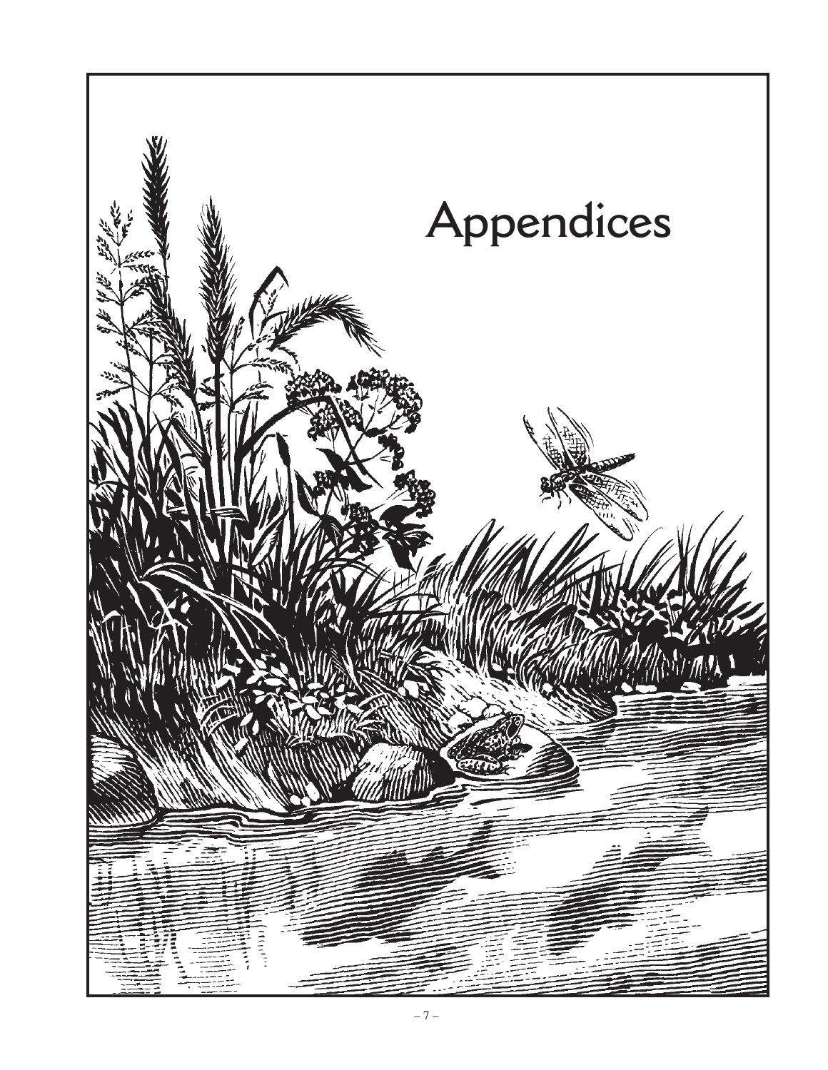# Appendices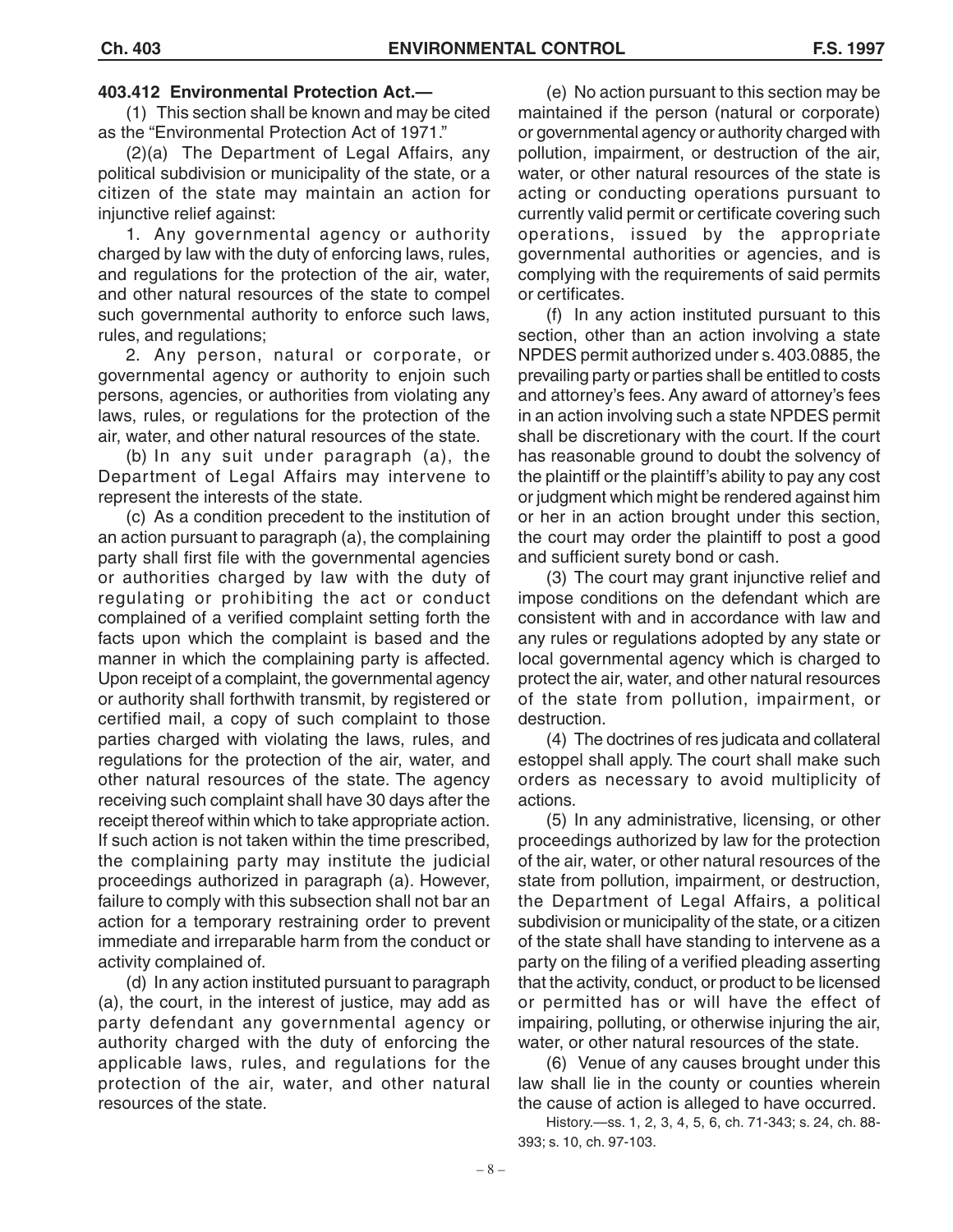### 403.412 Environmental Protection Act.—

(1) This section shall be known and may be cited as the "Environmental Protection Act of 1971."

(2)(a) The Department of Legal Affairs, any political subdivision or municipality of the state, or a citizen of the state may maintain an action for injunctive relief against:

1. Any governmental agency or authority charged by law with the duty of enforcing laws, rules, and regulations for the protection of the air, water, and other natural resources of the state to compel such governmental authority to enforce such laws, rules, and regulations;

2. Any person, natural or corporate, or governmental agency or authority to enjoin such persons, agencies, or authorities from violating any laws, rules, or regulations for the protection of the air, water, and other natural resources of the state.

(b) In any suit under paragraph (a), the Department of Legal Affairs may intervene to represent the interests of the state.

(c) As a condition precedent to the institution of an action pursuant to paragraph (a), the complaining party shall first file with the governmental agencies or authorities charged by law with the duty of regulating or prohibiting the act or conduct complained of a verified complaint setting forth the facts upon which the complaint is based and the manner in which the complaining party is affected. Upon receipt of a complaint, the governmental agency or authority shall forthwith transmit, by registered or certified mail, a copy of such complaint to those parties charged with violating the laws, rules, and regulations for the protection of the air, water, and other natural resources of the state. The agency receiving such complaint shall have 30 days after the receipt thereof within which to take appropriate action. If such action is not taken within the time prescribed, the complaining party may institute the judicial proceedings authorized in paragraph (a). However, failure to comply with this subsection shall not bar an action for a temporary restraining order to prevent immediate and irreparable harm from the conduct or activity complained of.

(d) In any action instituted pursuant to paragraph (a), the court, in the interest of justice, may add as party defendant any governmental agency or authority charged with the duty of enforcing the applicable laws, rules, and regulations for the protection of the air, water, and other natural resources of the state.

(e) No action pursuant to this section may be maintained if the person (natural or corporate) or governmental agency or authority charged with pollution, impairment, or destruction of the air, water, or other natural resources of the state is acting or conducting operations pursuant to currently valid permit or certificate covering such operations, issued by the appropriate governmental authorities or agencies, and is complying with the requirements of said permits or certificates.

(f) In any action instituted pursuant to this section, other than an action involving a state NPDES permit authorized under s. 403.0885, the prevailing party or parties shall be entitled to costs and attorney's fees. Any award of attorney's fees in an action involving such a state NPDES permit shall be discretionary with the court. If the court has reasonable ground to doubt the solvency of the plaintiff or the plaintiff's ability to pay any cost or judgment which might be rendered against him or her in an action brought under this section, the court may order the plaintiff to post a good and sufficient surety bond or cash.

(3) The court may grant injunctive relief and impose conditions on the defendant which are consistent with and in accordance with law and any rules or regulations adopted by any state or local governmental agency which is charged to protect the air, water, and other natural resources of the state from pollution, impairment, or destruction.

(4) The doctrines of res judicata and collateral estoppel shall apply. The court shall make such orders as necessary to avoid multiplicity of actions.

(5) In any administrative, licensing, or other proceedings authorized by law for the protection of the air, water, or other natural resources of the state from pollution, impairment, or destruction, the Department of Legal Affairs, a political subdivision or municipality of the state, or a citizen of the state shall have standing to intervene as a party on the filing of a verified pleading asserting that the activity, conduct, or product to be licensed or permitted has or will have the effect of impairing, polluting, or otherwise injuring the air, water, or other natural resources of the state.

(6) Venue of any causes brought under this law shall lie in the county or counties wherein the cause of action is alleged to have occurred.

History.—ss. 1, 2, 3, 4, 5, 6, ch. 71-343; s. 24, ch. 88-393; s. 10, ch. 97-103.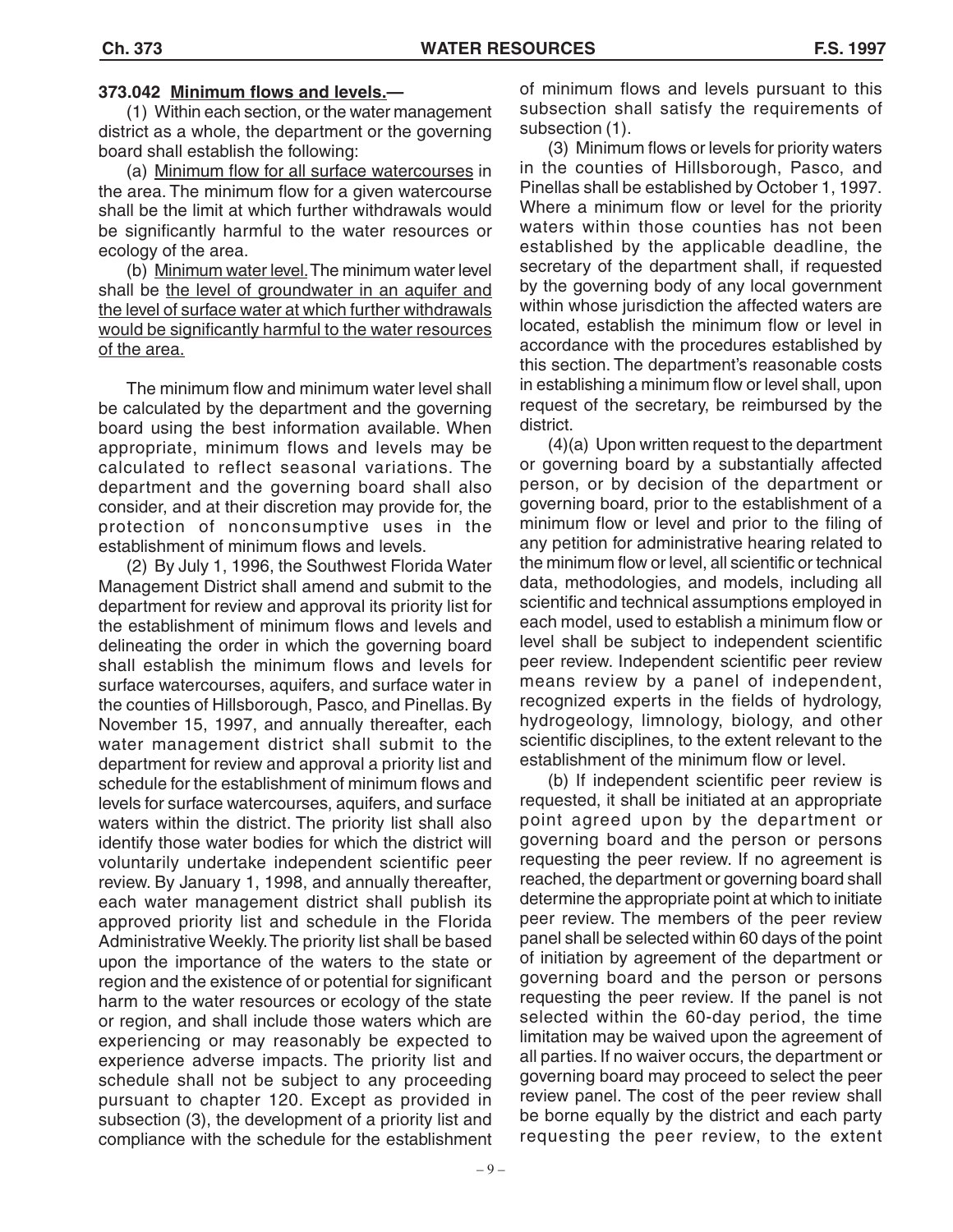**373.042 Minimum flows and levels.—**

(1) Within each section, or the water management district as a whole, the department or the governing board shall establish the following:

(a) Minimum flow for all surface watercourses in the area. The minimum flow for a given watercourse shall be the limit at which further withdrawals would be significantly harmful to the water resources or ecology of the area.

(b) Minimum water level. The minimum water level shall be the level of groundwater in an aquifer and the level of surface water at which further withdrawals would be significantly harmful to the water resources of the area.

The minimum flow and minimum water level shall be calculated by the department and the governing board using the best information available. When appropriate, minimum flows and levels may be calculated to reflect seasonal variations. The department and the governing board shall also consider, and at their discretion may provide for, the protection of nonconsumptive uses in the establishment of minimum flows and levels.

(2) By July 1, 1996, the Southwest Florida Water Management District shall amend and submit to the department for review and approval its priority list for the establishment of minimum flows and levels and delineating the order in which the governing board shall establish the minimum flows and levels for surface watercourses, aquifers, and surface water in the counties of Hillsborough, Pasco, and Pinellas. By November 15, 1997, and annually thereafter, each water management district shall submit to the department for review and approval a priority list and schedule for the establishment of minimum flows and levels for surface watercourses, aquifers, and surface waters within the district. The priority list shall also identify those water bodies for which the district will voluntarily undertake independent scientific peer review. By January 1, 1998, and annually thereafter, each water management district shall publish its approved priority list and schedule in the Florida Administrative Weekly. The priority list shall be based upon the importance of the waters to the state or region and the existence of or potential for significant harm to the water resources or ecology of the state or region, and shall include those waters which are experiencing or may reasonably be expected to experience adverse impacts. The priority list and schedule shall not be subject to any proceeding pursuant to chapter 120. Except as provided in subsection (3), the development of a priority list and compliance with the schedule for the establishment of minimum flows and levels pursuant to this subsection shall satisfy the requirements of subsection (1).

(3) Minimum flows or levels for priority waters in the counties of Hillsborough, Pasco, and Pinellas shall be established by October 1, 1997. Where a minimum flow or level for the priority waters within those counties has not been established by the applicable deadline, the secretary of the department shall, if requested by the governing body of any local government within whose jurisdiction the affected waters are located, establish the minimum flow or level in accordance with the procedures established by this section. The department's reasonable costs in establishing a minimum flow or level shall, upon request of the secretary, be reimbursed by the district.

(4)(a) Upon written request to the department or governing board by a substantially affected person, or by decision of the department or governing board, prior to the establishment of a minimum flow or level and prior to the filing of any petition for administrative hearing related to the minimum flow or level, all scientific or technical data, methodologies, and models, including all scientific and technical assumptions employed in each model, used to establish a minimum flow or level shall be subject to independent scientific peer review. Independent scientific peer review means review by a panel of independent, recognized experts in the fields of hydrology, hydrogeology, limnology, biology, and other scientific disciplines, to the extent relevant to the establishment of the minimum flow or level.

(b) If independent scientific peer review is requested, it shall be initiated at an appropriate point agreed upon by the department or governing board and the person or persons requesting the peer review. If no agreement is reached, the department or governing board shall determine the appropriate point at which to initiate peer review. The members of the peer review panel shall be selected within 60 days of the point of initiation by agreement of the department or governing board and the person or persons requesting the peer review. If the panel is not selected within the 60-day period, the time limitation may be waived upon the agreement of all parties. If no waiver occurs, the department or governing board may proceed to select the peer review panel. The cost of the peer review shall be borne equally by the district and each party requesting the peer review, to the extent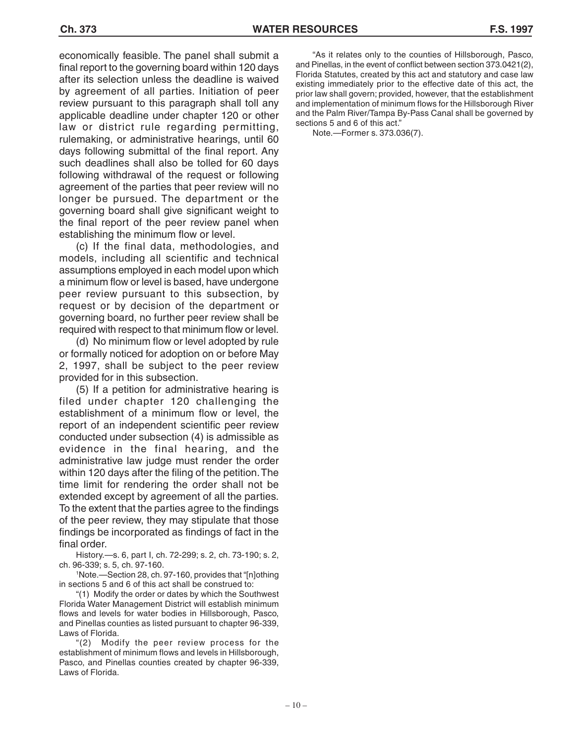economically feasible. The panel shall submit a final report to the governing board within 120 days after its selection unless the deadline is waived by agreement of all parties. Initiation of peer review pursuant to this paragraph shall toll any applicable deadline under chapter 120 or other law or district rule regarding permitting, rulemaking, or administrative hearings, until 60 days following submittal of the final report. Any such deadlines shall also be tolled for 60 days following withdrawal of the request or following agreement of the parties that peer review will no longer be pursued. The department or the governing board shall give significant weight to the final report of the peer review panel when establishing the minimum flow or level.

(c) If the final data, methodologies, and models, including all scientific and technical assumptions employed in each model upon which a minimum flow or level is based, have undergone peer review pursuant to this subsection, by request or by decision of the department or governing board, no further peer review shall be required with respect to that minimum flow or level.

(d) No minimum flow or level adopted by rule or formally noticed for adoption on or before May 2, 1997, shall be subject to the peer review provided for in this subsection.

(5) If a petition for administrative hearing is filed under chapter 120 challenging the establishment of a minimum flow or level, the report of an independent scientific peer review conducted under subsection (4) is admissible as evidence in the final hearing, and the administrative law judge must render the order within 120 days after the filing of the petition. The time limit for rendering the order shall not be extended except by agreement of all the parties. To the extent that the parties agree to the findings of the peer review, they may stipulate that those findings be incorporated as findings of fact in the final order.

History.—s. 6, part I, ch. 72-299; s. 2, ch. 73-190; s. 2, ch. 96-339; s. 5, ch. 97-160.

[1]Note.—Section 28, ch. 97-160, provides that "[n]othing in sections 5 and 6 of this act shall be construed to:

"(1) Modify the order or dates by which the Southwest Florida Water Management District will establish minimum flows and levels for water bodies in Hillsborough, Pasco, and Pinellas counties as listed pursuant to chapter 96-339, Laws of Florida.

"(2) Modify the peer review process for the establishment of minimum flows and levels in Hillsborough, Pasco, and Pinellas counties created by chapter 96-339, Laws of Florida.

"As it relates only to the counties of Hillsborough, Pasco, and Pinellas, in the event of conflict between section 373.0421(2), Florida Statutes, created by this act and statutory and case law existing immediately prior to the effective date of this act, the prior law shall govern; provided, however, that the establishment and implementation of minimum flows for the Hillsborough River and the Palm River/Tampa By-Pass Canal shall be governed by sections 5 and 6 of this act."

Note.—Former s. 373.036(7).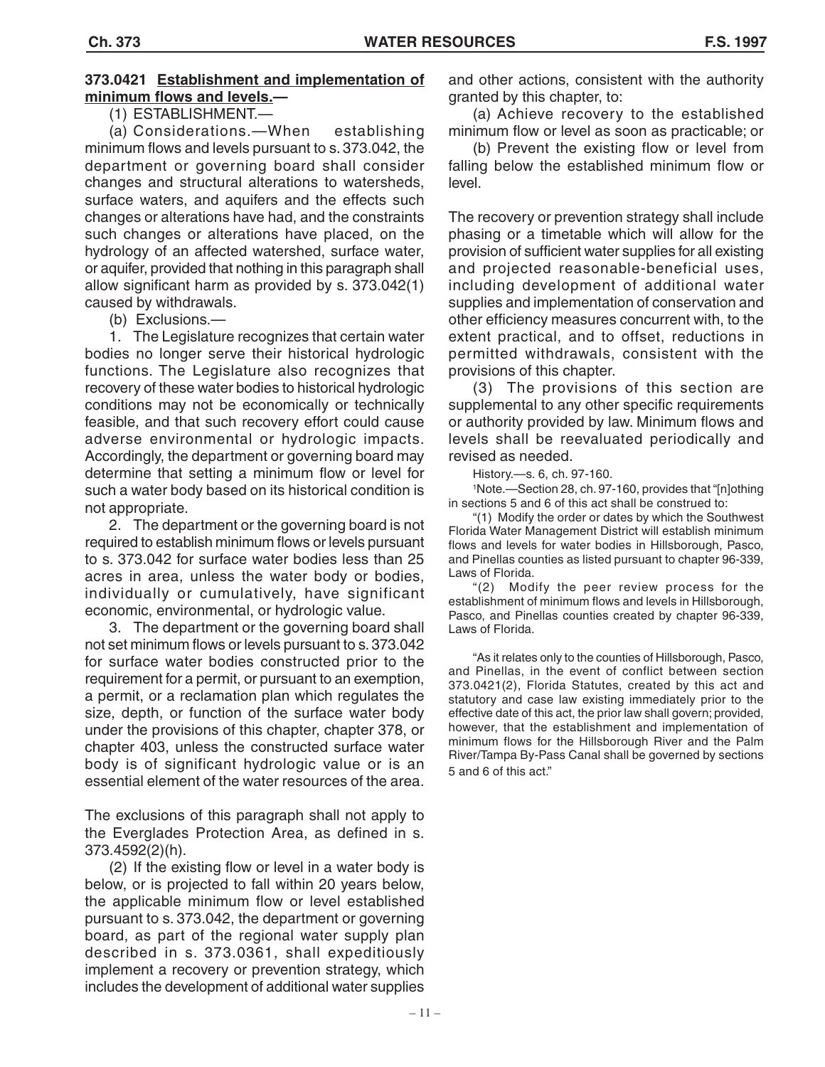**373.0421 Establishment and implementation of minimum flows and levels.—**

(1) ESTABLISHMENT.—

(a) Considerations.—When establishing minimum flows and levels pursuant to s. 373.042, the department or governing board shall consider changes and structural alterations to watersheds, surface waters, and aquifers and the effects such changes or alterations have had, and the constraints such changes or alterations have placed, on the hydrology of an affected watershed, surface water, or aquifer, provided that nothing in this paragraph shall allow significant harm as provided by s. 373.042(1) caused by withdrawals.

(b) Exclusions.—

1. The Legislature recognizes that certain water bodies no longer serve their historical hydrologic functions. The Legislature also recognizes that recovery of these water bodies to historical hydrologic conditions may not be economically or technically feasible, and that such recovery effort could cause adverse environmental or hydrologic impacts. Accordingly, the department or governing board may determine that setting a minimum flow or level for such a water body based on its historical condition is not appropriate.

2. The department or the governing board is not required to establish minimum flows or levels pursuant to s. 373.042 for surface water bodies less than 25 acres in area, unless the water body or bodies, individually or cumulatively, have significant economic, environmental, or hydrologic value.

3. The department or the governing board shall not set minimum flows or levels pursuant to s. 373.042 for surface water bodies constructed prior to the requirement for a permit, or pursuant to an exemption, a permit, or a reclamation plan which regulates the size, depth, or function of the surface water body under the provisions of this chapter, chapter 378, or chapter 403, unless the constructed surface water body is of significant hydrologic value or is an essential element of the water resources of the area.

The exclusions of this paragraph shall not apply to the Everglades Protection Area, as defined in s. 373.4592(2)(h).

(2) If the existing flow or level in a water body is below, or is projected to fall within 20 years below, the applicable minimum flow or level established pursuant to s. 373.042, the department or governing board, as part of the regional water supply plan described in s. 373.0361, shall expeditiously implement a recovery or prevention strategy, which includes the development of additional water supplies and other actions, consistent with the authority granted by this chapter, to:

(a) Achieve recovery to the established minimum flow or level as soon as practicable; or

(b) Prevent the existing flow or level from falling below the established minimum flow or level.

The recovery or prevention strategy shall include phasing or a timetable which will allow for the provision of sufficient water supplies for all existing and projected reasonable-beneficial uses, including development of additional water supplies and implementation of conservation and other efficiency measures concurrent with, to the extent practical, and to offset, reductions in permitted withdrawals, consistent with the provisions of this chapter.

(3) The provisions of this section are supplemental to any other specific requirements or authority provided by law. Minimum flows and levels shall be reevaluated periodically and revised as needed.

History.—s. 6, ch. 97-160.

[1]Note.—Section 28, ch. 97-160, provides that "[n]othing in sections 5 and 6 of this act shall be construed to:

"(1) Modify the order or dates by which the Southwest Florida Water Management District will establish minimum flows and levels for water bodies in Hillsborough, Pasco, and Pinellas counties as listed pursuant to chapter 96-339, Laws of Florida.

"(2) Modify the peer review process for the establishment of minimum flows and levels in Hillsborough, Pasco, and Pinellas counties created by chapter 96-339, Laws of Florida.

"As it relates only to the counties of Hillsborough, Pasco, and Pinellas, in the event of conflict between section 373.0421(2), Florida Statutes, created by this act and statutory and case law existing immediately prior to the effective date of this act, the prior law shall govern; provided, however, that the establishment and implementation of minimum flows for the Hillsborough River and the Palm River/Tampa By-Pass Canal shall be governed by sections 5 and 6 of this act."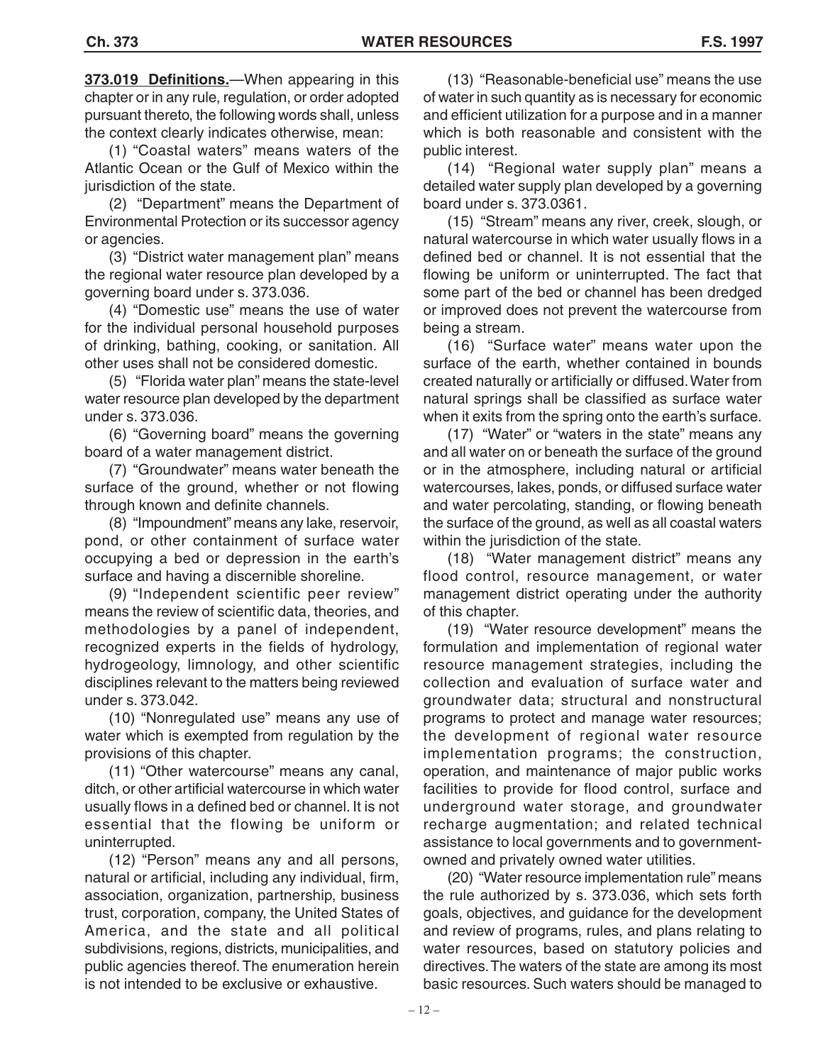**373.019 Definitions.**—When appearing in this chapter or in any rule, regulation, or order adopted pursuant thereto, the following words shall, unless the context clearly indicates otherwise, mean:

(1) "Coastal waters" means waters of the Atlantic Ocean or the Gulf of Mexico within the jurisdiction of the state.

(2) "Department" means the Department of Environmental Protection or its successor agency or agencies.

(3) "District water management plan" means the regional water resource plan developed by a governing board under s. 373.036.

(4) "Domestic use" means the use of water for the individual personal household purposes of drinking, bathing, cooking, or sanitation. All other uses shall not be considered domestic.

(5) "Florida water plan" means the state-level water resource plan developed by the department under s. 373.036.

(6) "Governing board" means the governing board of a water management district.

(7) "Groundwater" means water beneath the surface of the ground, whether or not flowing through known and definite channels.

(8) "Impoundment" means any lake, reservoir, pond, or other containment of surface water occupying a bed or depression in the earth's surface and having a discernible shoreline.

(9) "Independent scientific peer review" means the review of scientific data, theories, and methodologies by a panel of independent, recognized experts in the fields of hydrology, hydrogeology, limnology, and other scientific disciplines relevant to the matters being reviewed under s. 373.042.

(10) "Nonregulated use" means any use of water which is exempted from regulation by the provisions of this chapter.

(11) "Other watercourse" means any canal, ditch, or other artificial watercourse in which water usually flows in a defined bed or channel. It is not essential that the flowing be uniform or uninterrupted.

(12) "Person" means any and all persons, natural or artificial, including any individual, firm, association, organization, partnership, business trust, corporation, company, the United States of America, and the state and all political subdivisions, regions, districts, municipalities, and public agencies thereof. The enumeration herein is not intended to be exclusive or exhaustive.

(13) "Reasonable-beneficial use" means the use of water in such quantity as is necessary for economic and efficient utilization for a purpose and in a manner which is both reasonable and consistent with the public interest.

(14) "Regional water supply plan" means a detailed water supply plan developed by a governing board under s. 373.0361.

(15) "Stream" means any river, creek, slough, or natural watercourse in which water usually flows in a defined bed or channel. It is not essential that the flowing be uniform or uninterrupted. The fact that some part of the bed or channel has been dredged or improved does not prevent the watercourse from being a stream.

(16) "Surface water" means water upon the surface of the earth, whether contained in bounds created naturally or artificially or diffused. Water from natural springs shall be classified as surface water when it exits from the spring onto the earth's surface.

(17) "Water" or "waters in the state" means any and all water on or beneath the surface of the ground or in the atmosphere, including natural or artificial watercourses, lakes, ponds, or diffused surface water and water percolating, standing, or flowing beneath the surface of the ground, as well as all coastal waters within the jurisdiction of the state.

(18) "Water management district" means any flood control, resource management, or water management district operating under the authority of this chapter.

(19) "Water resource development" means the formulation and implementation of regional water resource management strategies, including the collection and evaluation of surface water and groundwater data; structural and nonstructural programs to protect and manage water resources; the development of regional water resource implementation programs; the construction, operation, and maintenance of major public works facilities to provide for flood control, surface and underground water storage, and groundwater recharge augmentation; and related technical assistance to local governments and to government-owned and privately owned water utilities.

(20) "Water resource implementation rule" means the rule authorized by s. 373.036, which sets forth goals, objectives, and guidance for the development and review of programs, rules, and plans relating to water resources, based on statutory policies and directives. The waters of the state are among its most basic resources. Such waters should be managed to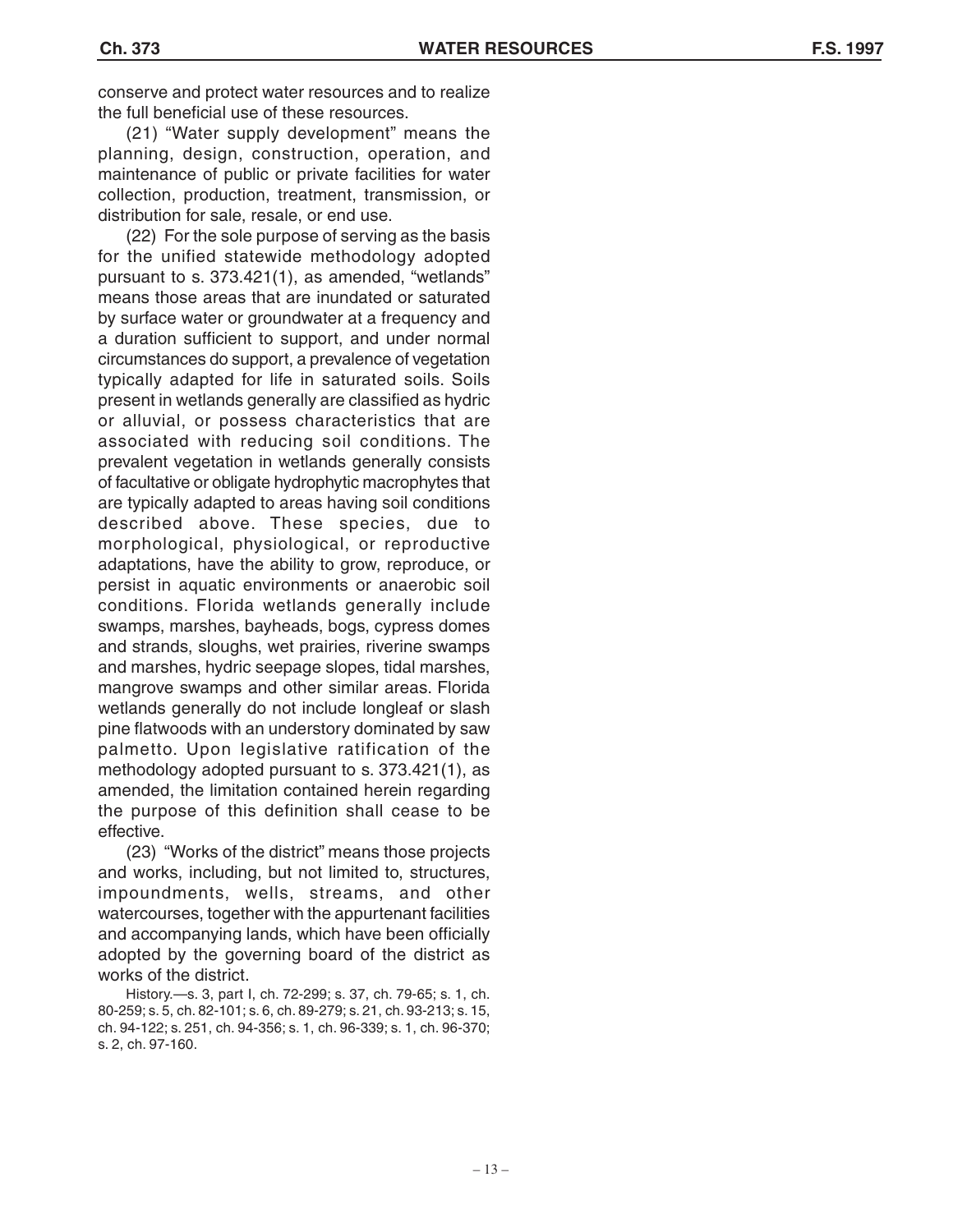conserve and protect water resources and to realize the full beneficial use of these resources.

(21) "Water supply development" means the planning, design, construction, operation, and maintenance of public or private facilities for water collection, production, treatment, transmission, or distribution for sale, resale, or end use.

(22) For the sole purpose of serving as the basis for the unified statewide methodology adopted pursuant to s. 373.421(1), as amended, "wetlands" means those areas that are inundated or saturated by surface water or groundwater at a frequency and a duration sufficient to support, and under normal circumstances do support, a prevalence of vegetation typically adapted for life in saturated soils. Soils present in wetlands generally are classified as hydric or alluvial, or possess characteristics that are associated with reducing soil conditions. The prevalent vegetation in wetlands generally consists of facultative or obligate hydrophytic macrophytes that are typically adapted to areas having soil conditions described above. These species, due to morphological, physiological, or reproductive adaptations, have the ability to grow, reproduce, or persist in aquatic environments or anaerobic soil conditions. Florida wetlands generally include swamps, marshes, bayheads, bogs, cypress domes and strands, sloughs, wet prairies, riverine swamps and marshes, hydric seepage slopes, tidal marshes, mangrove swamps and other similar areas. Florida wetlands generally do not include longleaf or slash pine flatwoods with an understory dominated by saw palmetto. Upon legislative ratification of the methodology adopted pursuant to s. 373.421(1), as amended, the limitation contained herein regarding the purpose of this definition shall cease to be effective.

(23) "Works of the district" means those projects and works, including, but not limited to, structures, impoundments, wells, streams, and other watercourses, together with the appurtenant facilities and accompanying lands, which have been officially adopted by the governing board of the district as works of the district.

History.—s. 3, part I, ch. 72-299; s. 37, ch. 79-65; s. 1, ch. 80-259; s. 5, ch. 82-101; s. 6, ch. 89-279; s. 21, ch. 93-213; s. 15, ch. 94-122; s. 251, ch. 94-356; s. 1, ch. 96-339; s. 1, ch. 96-370; s. 2, ch. 97-160.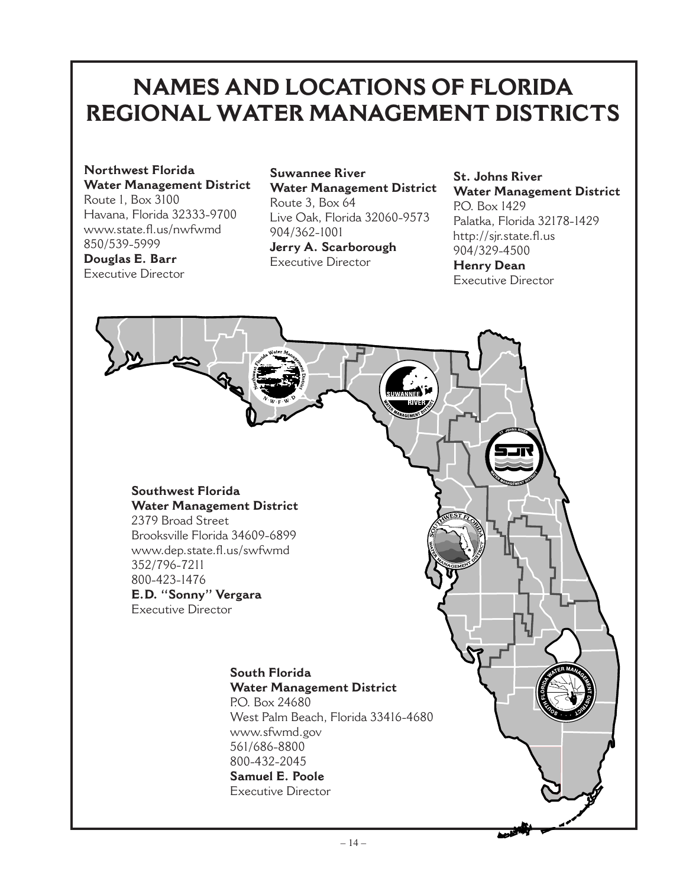# NAMES AND LOCATIONS OF FLORIDA REGIONAL WATER MANAGEMENT DISTRICTS

**Northwest Florida Water Management District**
Route 1, Box 3100
Havana, Florida 32333-9700
www.state.fl.us/nwfwmd
850/539-5999
**Douglas E. Barr**
Executive Director

**Suwannee River Water Management District**
Route 3, Box 64
Live Oak, Florida 32060-9573
904/362-1001
**Jerry A. Scarborough**
Executive Director

**St. Johns River Water Management District**
P.O. Box 1429
Palatka, Florida 32178-1429
http://sjr.state.fl.us
904/329-4500
**Henry Dean**
Executive Director

**Southwest Florida Water Management District**
2379 Broad Street
Brooksville Florida 34609-6899
www.dep.state.fl.us/swfwmd
352/796-7211
800-423-1476
**E.D. "Sonny" Vergara**
Executive Director

**South Florida Water Management District**
P.O. Box 24680
West Palm Beach, Florida 33416-4680
www.sfwmd.gov
561/686-8800
800-432-2045
**Samuel E. Poole**
Executive Director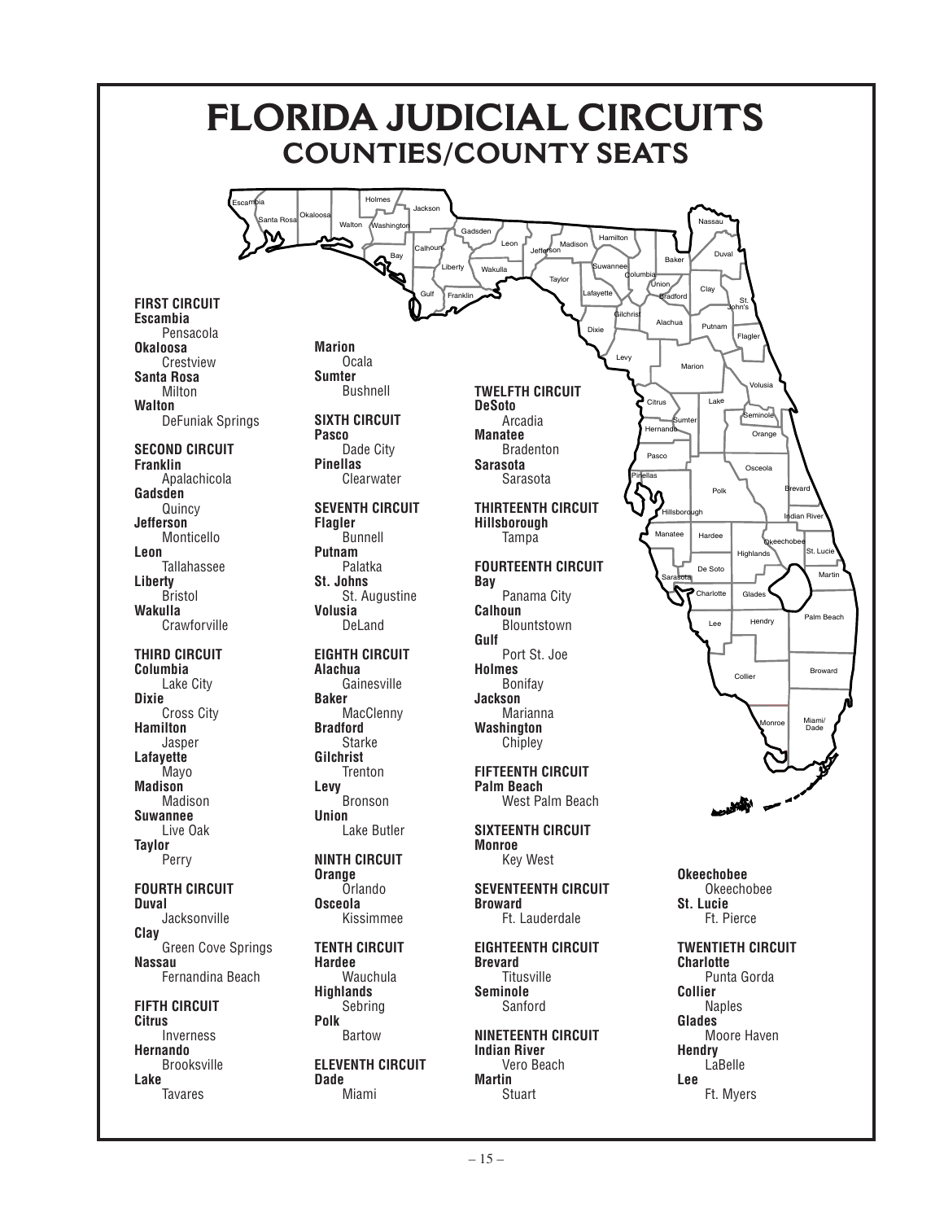# FLORIDA JUDICIAL CIRCUITS
## COUNTIES/COUNTY SEATS

**FIRST CIRCUIT**
**Escambia**
Pensacola
**Okaloosa**
Crestview
**Santa Rosa**
Milton
**Walton**
DeFuniak Springs

**SECOND CIRCUIT**
**Franklin**
Apalachicola
**Gadsden**
Quincy
**Jefferson**
Monticello
**Leon**
Tallahassee
**Liberty**
Bristol
**Wakulla**
Crawforville

**THIRD CIRCUIT**
**Columbia**
Lake City
**Dixie**
Cross City
**Hamilton**
Jasper
**Lafayette**
Mayo
**Madison**
Madison
**Suwannee**
Live Oak
**Taylor**
Perry

**FOURTH CIRCUIT**
**Duval**
Jacksonville
**Clay**
Green Cove Springs
**Nassau**
Fernandina Beach

**FIFTH CIRCUIT**
**Citrus**
Inverness
**Hernando**
Brooksville
**Lake**
Tavares
**Marion**
Ocala
**Sumter**
Bushnell

**SIXTH CIRCUIT**
**Pasco**
Dade City
**Pinellas**
Clearwater

**SEVENTH CIRCUIT**
**Flagler**
Bunnell
**Putnam**
Palatka
**St. Johns**
St. Augustine
**Volusia**
DeLand

**EIGHTH CIRCUIT**
**Alachua**
Gainesville
**Baker**
MacClenny
**Bradford**
Starke
**Gilchrist**
Trenton
**Levy**
Bronson
**Union**
Lake Butler

**NINTH CIRCUIT**
**Orange**
Orlando
**Osceola**
Kissimmee

**TENTH CIRCUIT**
**Hardee**
Wauchula
**Highlands**
Sebring
**Polk**
Bartow

**ELEVENTH CIRCUIT**
**Dade**
Miami

**TWELFTH CIRCUIT**
**DeSoto**
Arcadia
**Manatee**
Bradenton
**Sarasota**
Sarasota

**THIRTEENTH CIRCUIT**
**Hillsborough**
Tampa

**FOURTEENTH CIRCUIT**
**Bay**
Panama City
**Calhoun**
Blountstown
**Gulf**
Port St. Joe
**Holmes**
Bonifay
**Jackson**
Marianna
**Washington**
Chipley

**FIFTEENTH CIRCUIT**
**Palm Beach**
West Palm Beach

**SIXTEENTH CIRCUIT**
**Monroe**
Key West

**SEVENTEENTH CIRCUIT**
**Broward**
Ft. Lauderdale

**EIGHTEENTH CIRCUIT**
**Brevard**
Titusville
**Seminole**
Sanford

**NINETEENTH CIRCUIT**
**Indian River**
Vero Beach
**Martin**
Stuart
**Okeechobee**
Okeechobee
**St. Lucie**
Ft. Pierce

**TWENTIETH CIRCUIT**
**Charlotte**
Punta Gorda
**Collier**
Naples
**Glades**
Moore Haven
**Hendry**
LaBelle
**Lee**
Ft. Myers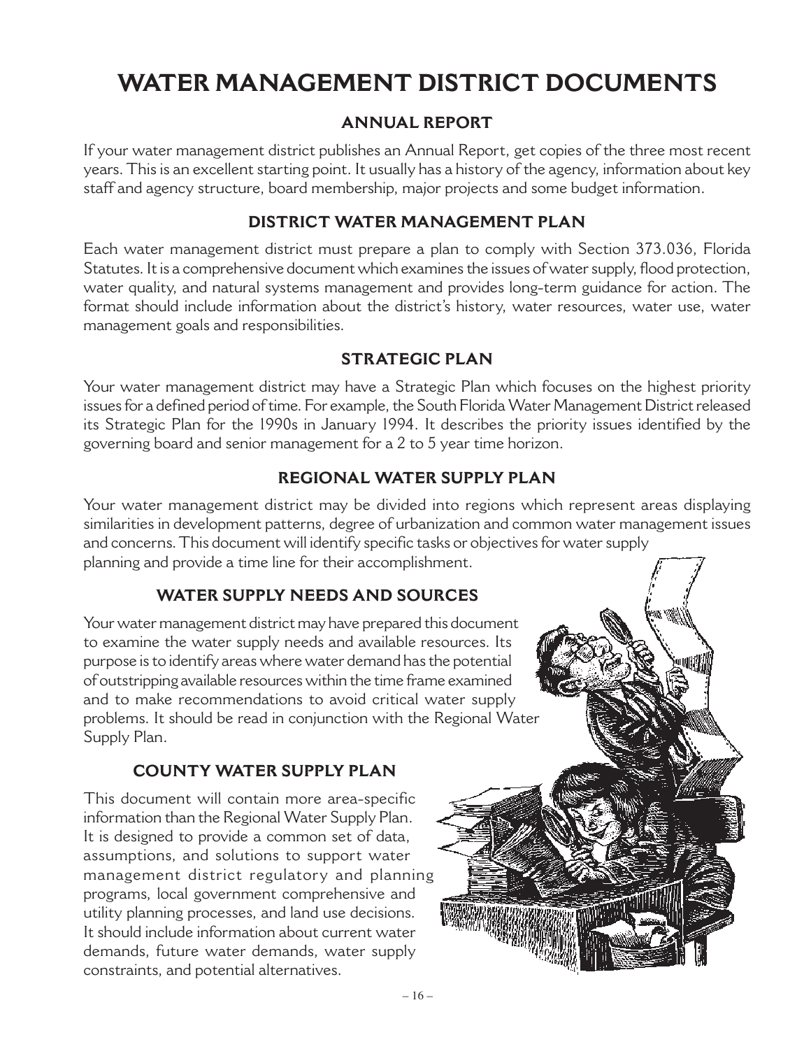# WATER MANAGEMENT DISTRICT DOCUMENTS

## ANNUAL REPORT

If your water management district publishes an Annual Report, get copies of the three most recent years. This is an excellent starting point. It usually has a history of the agency, information about key staff and agency structure, board membership, major projects and some budget information.

## DISTRICT WATER MANAGEMENT PLAN

Each water management district must prepare a plan to comply with Section 373.036, Florida Statutes. It is a comprehensive document which examines the issues of water supply, flood protection, water quality, and natural systems management and provides long-term guidance for action. The format should include information about the district's history, water resources, water use, water management goals and responsibilities.

## STRATEGIC PLAN

Your water management district may have a Strategic Plan which focuses on the highest priority issues for a defined period of time. For example, the South Florida Water Management District released its Strategic Plan for the 1990s in January 1994. It describes the priority issues identified by the governing board and senior management for a 2 to 5 year time horizon.

## REGIONAL WATER SUPPLY PLAN

Your water management district may be divided into regions which represent areas displaying similarities in development patterns, degree of urbanization and common water management issues and concerns. This document will identify specific tasks or objectives for water supply planning and provide a time line for their accomplishment.

## WATER SUPPLY NEEDS AND SOURCES

Your water management district may have prepared this document to examine the water supply needs and available resources. Its purpose is to identify areas where water demand has the potential of outstripping available resources within the time frame examined and to make recommendations to avoid critical water supply problems. It should be read in conjunction with the Regional Water Supply Plan.

## COUNTY WATER SUPPLY PLAN

This document will contain more area-specific information than the Regional Water Supply Plan. It is designed to provide a common set of data, assumptions, and solutions to support water management district regulatory and planning programs, local government comprehensive and utility planning processes, and land use decisions. It should include information about current water demands, future water demands, water supply constraints, and potential alternatives.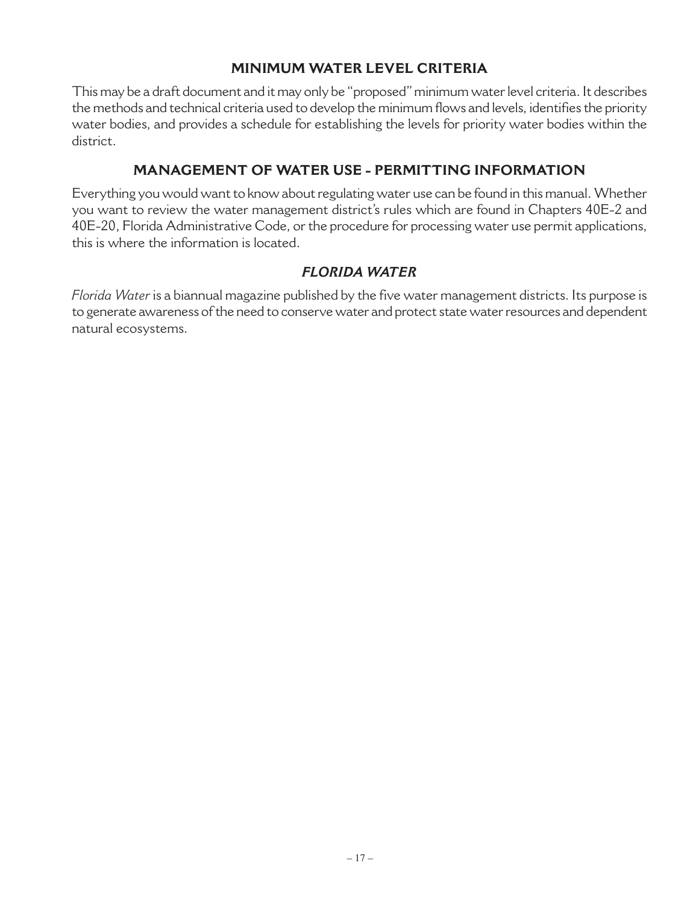## MINIMUM WATER LEVEL CRITERIA

This may be a draft document and it may only be "proposed" minimum water level criteria. It describes the methods and technical criteria used to develop the minimum flows and levels, identifies the priority water bodies, and provides a schedule for establishing the levels for priority water bodies within the district.

## MANAGEMENT OF WATER USE - PERMITTING INFORMATION

Everything you would want to know about regulating water use can be found in this manual. Whether you want to review the water management district's rules which are found in Chapters 40E-2 and 40E-20, Florida Administrative Code, or the procedure for processing water use permit applications, this is where the information is located.

## *FLORIDA WATER*

*Florida Water* is a biannual magazine published by the five water management districts. Its purpose is to generate awareness of the need to conserve water and protect state water resources and dependent natural ecosystems.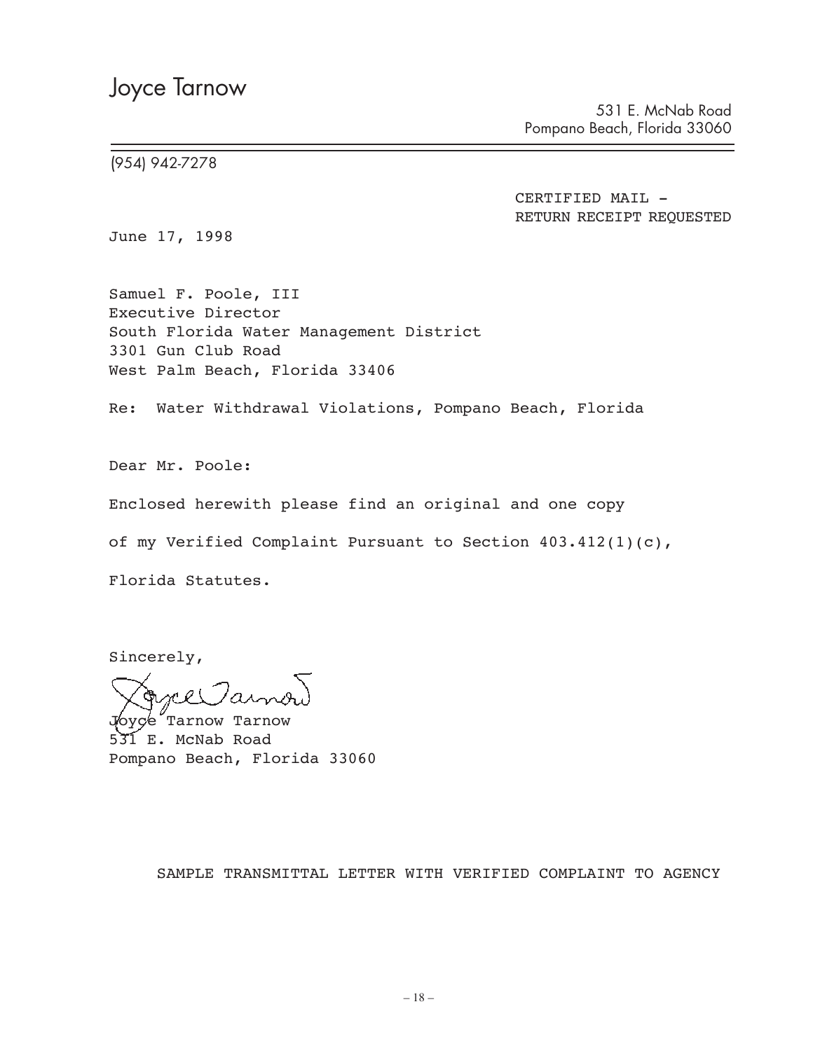# Joyce Tarnow

531 E. McNab Road
Pompano Beach, Florida 33060

(954) 942-7278

CERTIFIED MAIL -
RETURN RECEIPT REQUESTED

June 17, 1998

Samuel F. Poole, III
Executive Director
South Florida Water Management District
3301 Gun Club Road
West Palm Beach, Florida 33406

Re: Water Withdrawal Violations, Pompano Beach, Florida

Dear Mr. Poole:

Enclosed herewith please find an original and one copy of my Verified Complaint Pursuant to Section 403.412(1)(c), Florida Statutes.

Sincerely,

Joyce Tarnow Tarnow
531 E. McNab Road
Pompano Beach, Florida 33060

SAMPLE TRANSMITTAL LETTER WITH VERIFIED COMPLAINT TO AGENCY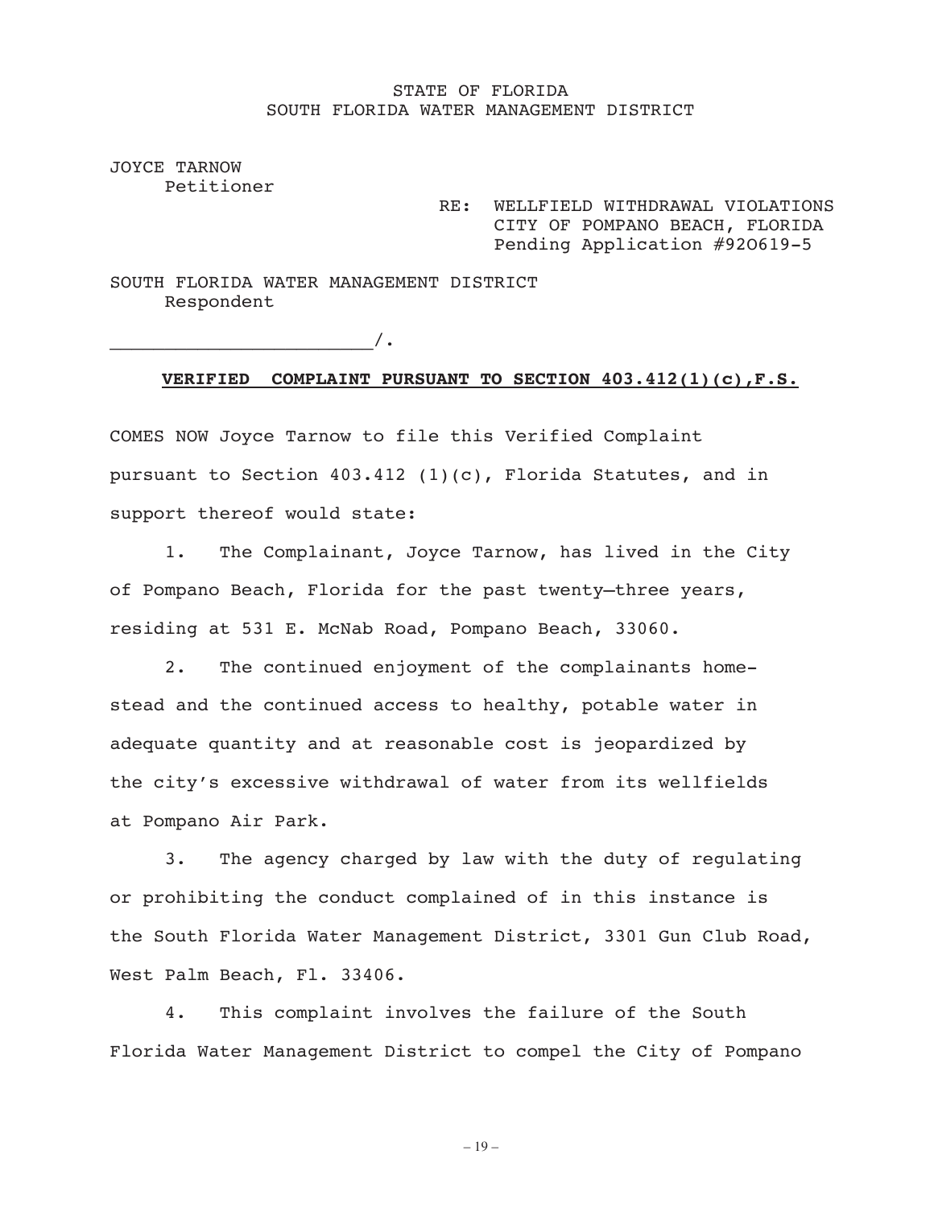STATE OF FLORIDA
SOUTH FLORIDA WATER MANAGEMENT DISTRICT

JOYCE TARNOW
Petitioner

RE: WELLFIELD WITHDRAWAL VIOLATIONS
CITY OF POMPANO BEACH, FLORIDA
Pending Application #92O619-5

SOUTH FLORIDA WATER MANAGEMENT DISTRICT
Respondent

________________________/.

**VERIFIED COMPLAINT PURSUANT TO SECTION 403.412(1)(c),F.S.**

COMES NOW Joyce Tarnow to file this Verified Complaint pursuant to Section 403.412 (1)(c), Florida Statutes, and in support thereof would state:

1. The Complainant, Joyce Tarnow, has lived in the City of Pompano Beach, Florida for the past twenty–three years, residing at 531 E. McNab Road, Pompano Beach, 33060.

2. The continued enjoyment of the complainants homestead and the continued access to healthy, potable water in adequate quantity and at reasonable cost is jeopardized by the city's excessive withdrawal of water from its wellfields at Pompano Air Park.

3. The agency charged by law with the duty of regulating or prohibiting the conduct complained of in this instance is the South Florida Water Management District, 3301 Gun Club Road, West Palm Beach, Fl. 33406.

4. This complaint involves the failure of the South Florida Water Management District to compel the City of Pompano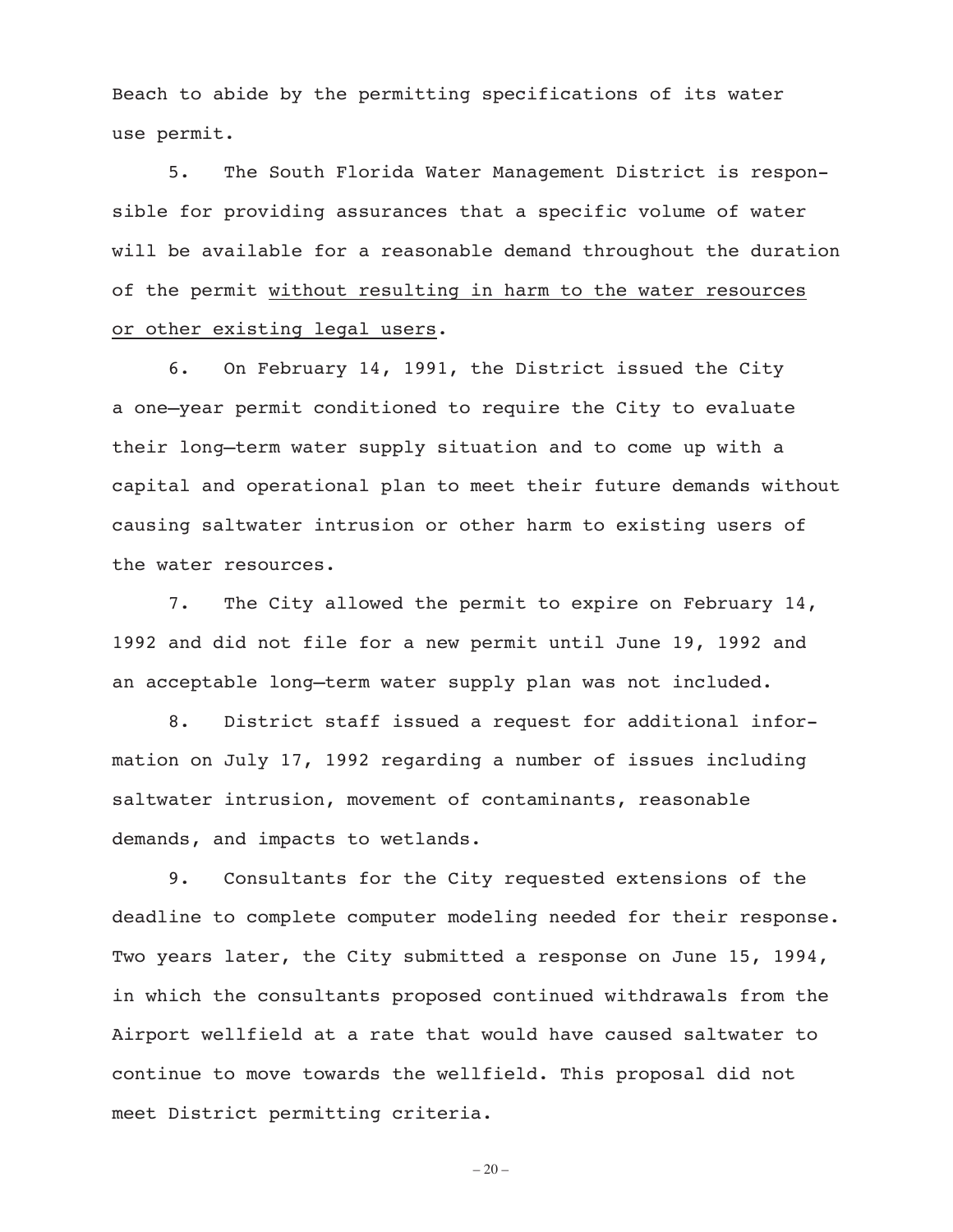Beach to abide by the permitting specifications of its water use permit.

5. The South Florida Water Management District is responsible for providing assurances that a specific volume of water will be available for a reasonable demand throughout the duration of the permit <u>without resulting in harm to the water resources or other existing legal users</u>.

6. On February 14, 1991, the District issued the City a one–year permit conditioned to require the City to evaluate their long–term water supply situation and to come up with a capital and operational plan to meet their future demands without causing saltwater intrusion or other harm to existing users of the water resources.

7. The City allowed the permit to expire on February 14, 1992 and did not file for a new permit until June 19, 1992 and an acceptable long–term water supply plan was not included.

8. District staff issued a request for additional information on July 17, 1992 regarding a number of issues including saltwater intrusion, movement of contaminants, reasonable demands, and impacts to wetlands.

9. Consultants for the City requested extensions of the deadline to complete computer modeling needed for their response. Two years later, the City submitted a response on June 15, 1994, in which the consultants proposed continued withdrawals from the Airport wellfield at a rate that would have caused saltwater to continue to move towards the wellfield. This proposal did not meet District permitting criteria.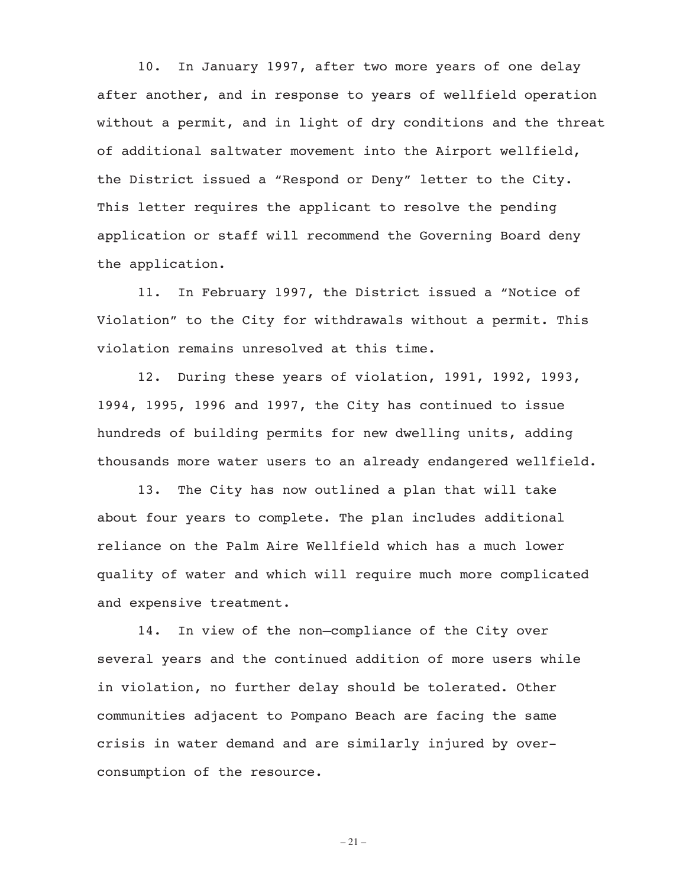10. In January 1997, after two more years of one delay after another, and in response to years of wellfield operation without a permit, and in light of dry conditions and the threat of additional saltwater movement into the Airport wellfield, the District issued a "Respond or Deny" letter to the City. This letter requires the applicant to resolve the pending application or staff will recommend the Governing Board deny the application.

11. In February 1997, the District issued a "Notice of Violation" to the City for withdrawals without a permit. This violation remains unresolved at this time.

12. During these years of violation, 1991, 1992, 1993, 1994, 1995, 1996 and 1997, the City has continued to issue hundreds of building permits for new dwelling units, adding thousands more water users to an already endangered wellfield.

13. The City has now outlined a plan that will take about four years to complete. The plan includes additional reliance on the Palm Aire Wellfield which has a much lower quality of water and which will require much more complicated and expensive treatment.

14. In view of the non–compliance of the City over several years and the continued addition of more users while in violation, no further delay should be tolerated. Other communities adjacent to Pompano Beach are facing the same crisis in water demand and are similarly injured by over-consumption of the resource.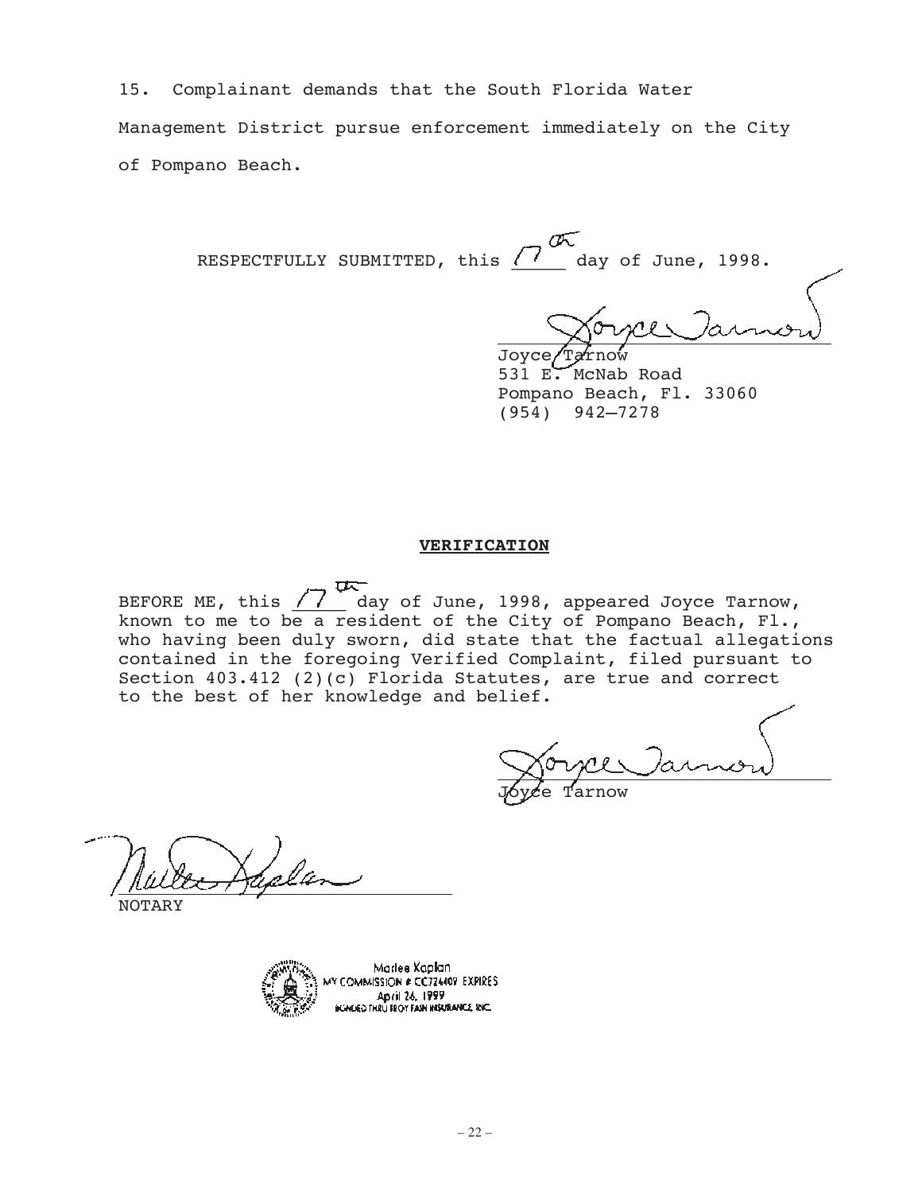15. Complainant demands that the South Florida Water Management District pursue enforcement immediately on the City of Pompano Beach.

RESPECTFULLY SUBMITTED, this 17th day of June, 1998.

Joyce Tarnow
531 E. McNab Road
Pompano Beach, Fl. 33060
(954) 942–7278

**VERIFICATION**

BEFORE ME, this 17th day of June, 1998, appeared Joyce Tarnow, known to me to be a resident of the City of Pompano Beach, Fl., who having been duly sworn, did state that the factual allegations contained in the foregoing Verified Complaint, filed pursuant to Section 403.412 (2)(c) Florida Statutes, are true and correct to the best of her knowledge and belief.

Joyce Tarnow

NOTARY

Marlee Kaplan
MY COMMISSION # CC724409 EXPIRES
April 26, 1999
BONDED THRU TROY FAIN INSURANCE, INC.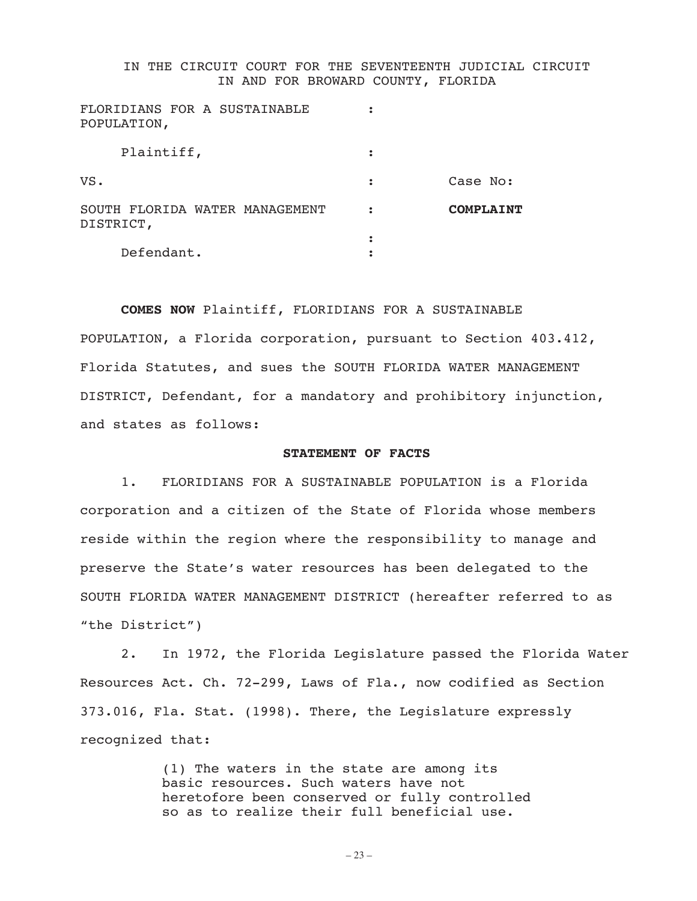IN THE CIRCUIT COURT FOR THE SEVENTEENTH JUDICIAL CIRCUIT
IN AND FOR BROWARD COUNTY, FLORIDA

| | | |
|---|---|---|
| FLORIDIANS FOR A SUSTAINABLE POPULATION, | : | |
| Plaintiff, | : | |
| VS. | : | Case No: |
| SOUTH FLORIDA WATER MANAGEMENT DISTRICT, | : | **COMPLAINT** |
| | : | |
| Defendant. | : | |

**COMES NOW** Plaintiff, FLORIDIANS FOR A SUSTAINABLE POPULATION, a Florida corporation, pursuant to Section 403.412, Florida Statutes, and sues the SOUTH FLORIDA WATER MANAGEMENT DISTRICT, Defendant, for a mandatory and prohibitory injunction, and states as follows:

## STATEMENT OF FACTS

1. FLORIDIANS FOR A SUSTAINABLE POPULATION is a Florida corporation and a citizen of the State of Florida whose members reside within the region where the responsibility to manage and preserve the State's water resources has been delegated to the SOUTH FLORIDA WATER MANAGEMENT DISTRICT (hereafter referred to as "the District")

2. In 1972, the Florida Legislature passed the Florida Water Resources Act. Ch. 72-299, Laws of Fla., now codified as Section 373.016, Fla. Stat. (1998). There, the Legislature expressly recognized that:

> (1) The waters in the state are among its basic resources. Such waters have not heretofore been conserved or fully controlled so as to realize their full beneficial use.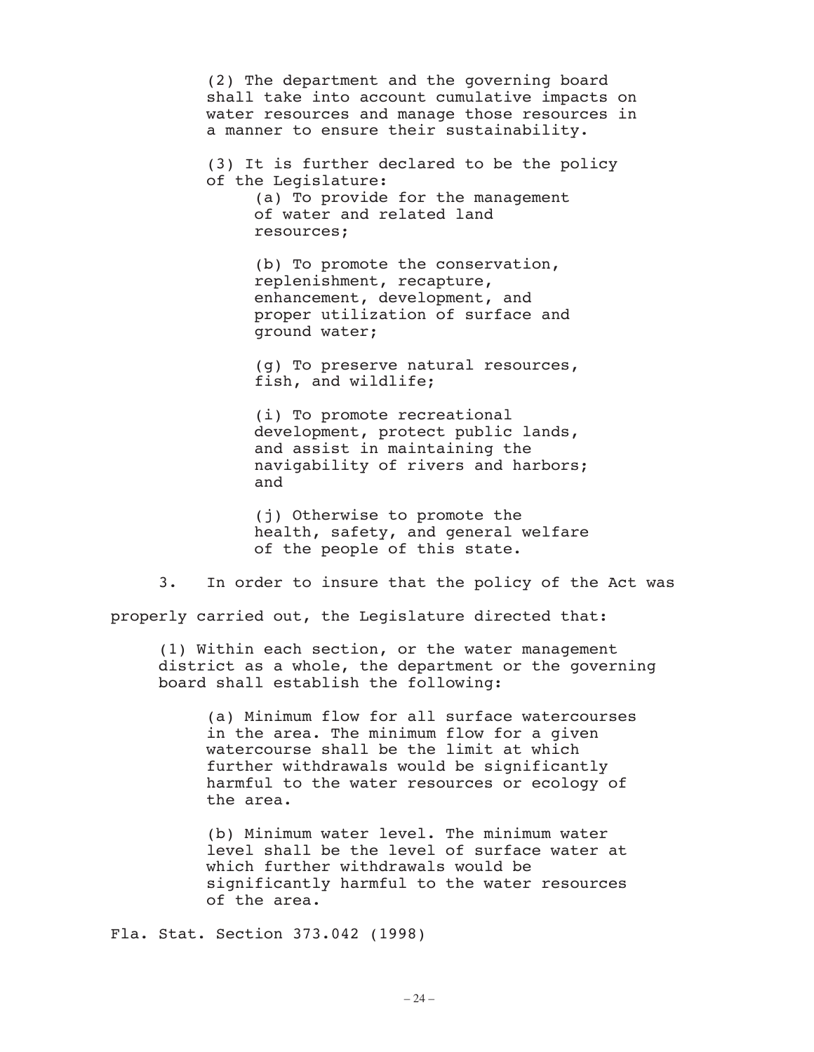> (2) The department and the governing board shall take into account cumulative impacts on water resources and manage those resources in a manner to ensure their sustainability.
>
> (3) It is further declared to be the policy of the Legislature:
>
> > (a) To provide for the management of water and related land resources;
> >
> > (b) To promote the conservation, replenishment, recapture, enhancement, development, and proper utilization of surface and ground water;
> >
> > (g) To preserve natural resources, fish, and wildlife;
> >
> > (i) To promote recreational development, protect public lands, and assist in maintaining the navigability of rivers and harbors; and
> >
> > (j) Otherwise to promote the health, safety, and general welfare of the people of this state.

3. In order to insure that the policy of the Act was properly carried out, the Legislature directed that:

> (1) Within each section, or the water management district as a whole, the department or the governing board shall establish the following:
>
> > (a) Minimum flow for all surface watercourses in the area. The minimum flow for a given watercourse shall be the limit at which further withdrawals would be significantly harmful to the water resources or ecology of the area.
> >
> > (b) Minimum water level. The minimum water level shall be the level of surface water at which further withdrawals would be significantly harmful to the water resources of the area.

Fla. Stat. Section 373.042 (1998)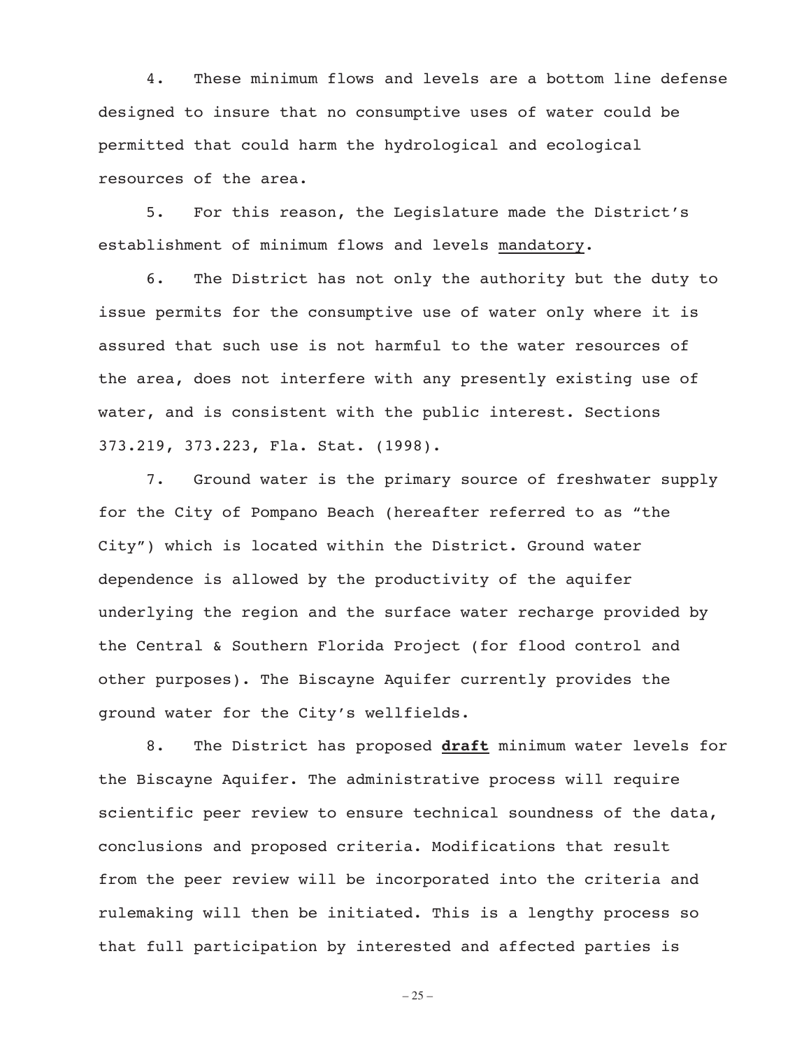4. These minimum flows and levels are a bottom line defense designed to insure that no consumptive uses of water could be permitted that could harm the hydrological and ecological resources of the area.

5. For this reason, the Legislature made the District's establishment of minimum flows and levels <u>mandatory</u>.

6. The District has not only the authority but the duty to issue permits for the consumptive use of water only where it is assured that such use is not harmful to the water resources of the area, does not interfere with any presently existing use of water, and is consistent with the public interest. Sections 373.219, 373.223, Fla. Stat. (1998).

7. Ground water is the primary source of freshwater supply for the City of Pompano Beach (hereafter referred to as "the City") which is located within the District. Ground water dependence is allowed by the productivity of the aquifer underlying the region and the surface water recharge provided by the Central & Southern Florida Project (for flood control and other purposes). The Biscayne Aquifer currently provides the ground water for the City's wellfields.

8. The District has proposed <u>**draft**</u> minimum water levels for the Biscayne Aquifer. The administrative process will require scientific peer review to ensure technical soundness of the data, conclusions and proposed criteria. Modifications that result from the peer review will be incorporated into the criteria and rulemaking will then be initiated. This is a lengthy process so that full participation by interested and affected parties is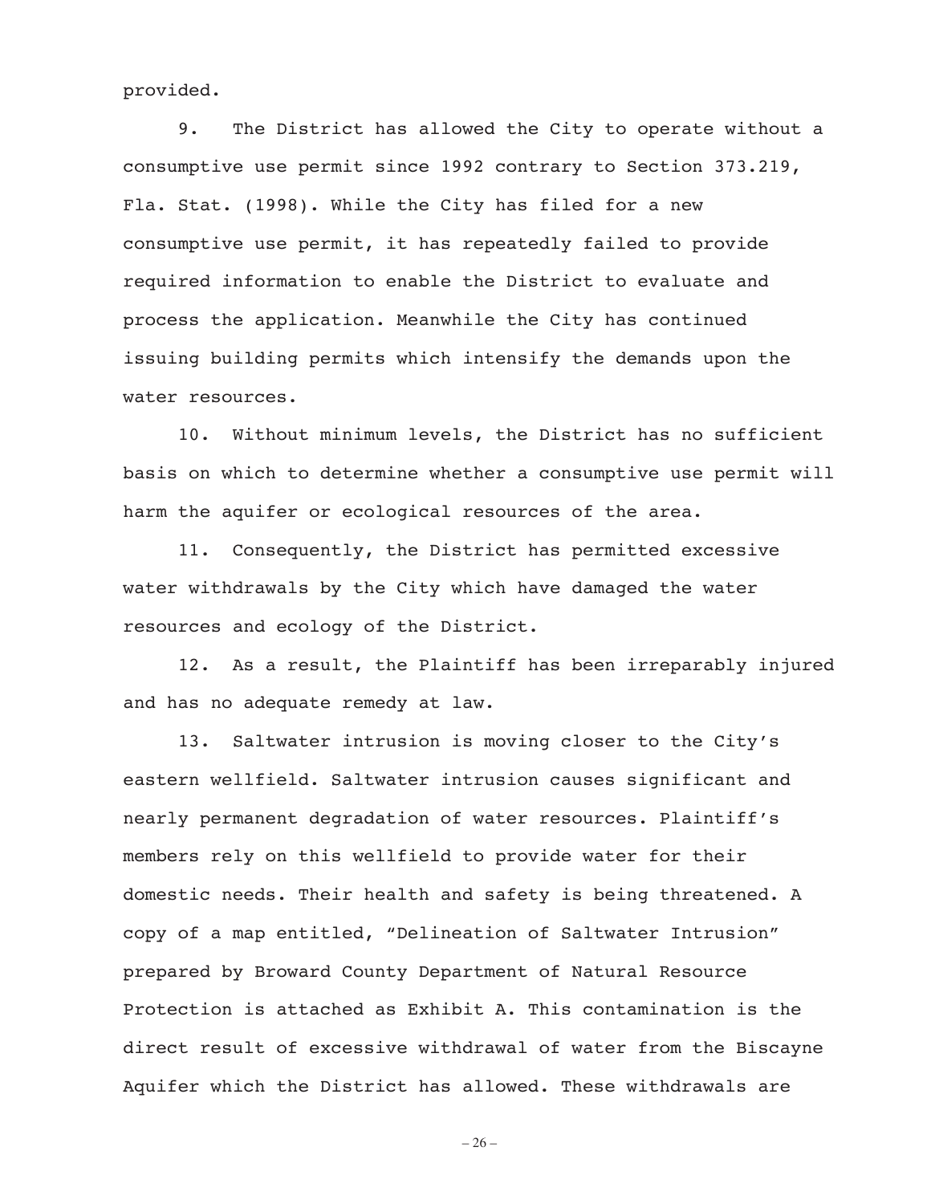provided.

9. The District has allowed the City to operate without a consumptive use permit since 1992 contrary to Section 373.219, Fla. Stat. (1998). While the City has filed for a new consumptive use permit, it has repeatedly failed to provide required information to enable the District to evaluate and process the application. Meanwhile the City has continued issuing building permits which intensify the demands upon the water resources.

10. Without minimum levels, the District has no sufficient basis on which to determine whether a consumptive use permit will harm the aquifer or ecological resources of the area.

11. Consequently, the District has permitted excessive water withdrawals by the City which have damaged the water resources and ecology of the District.

12. As a result, the Plaintiff has been irreparably injured and has no adequate remedy at law.

13. Saltwater intrusion is moving closer to the City's eastern wellfield. Saltwater intrusion causes significant and nearly permanent degradation of water resources. Plaintiff's members rely on this wellfield to provide water for their domestic needs. Their health and safety is being threatened. A copy of a map entitled, "Delineation of Saltwater Intrusion" prepared by Broward County Department of Natural Resource Protection is attached as Exhibit A. This contamination is the direct result of excessive withdrawal of water from the Biscayne Aquifer which the District has allowed. These withdrawals are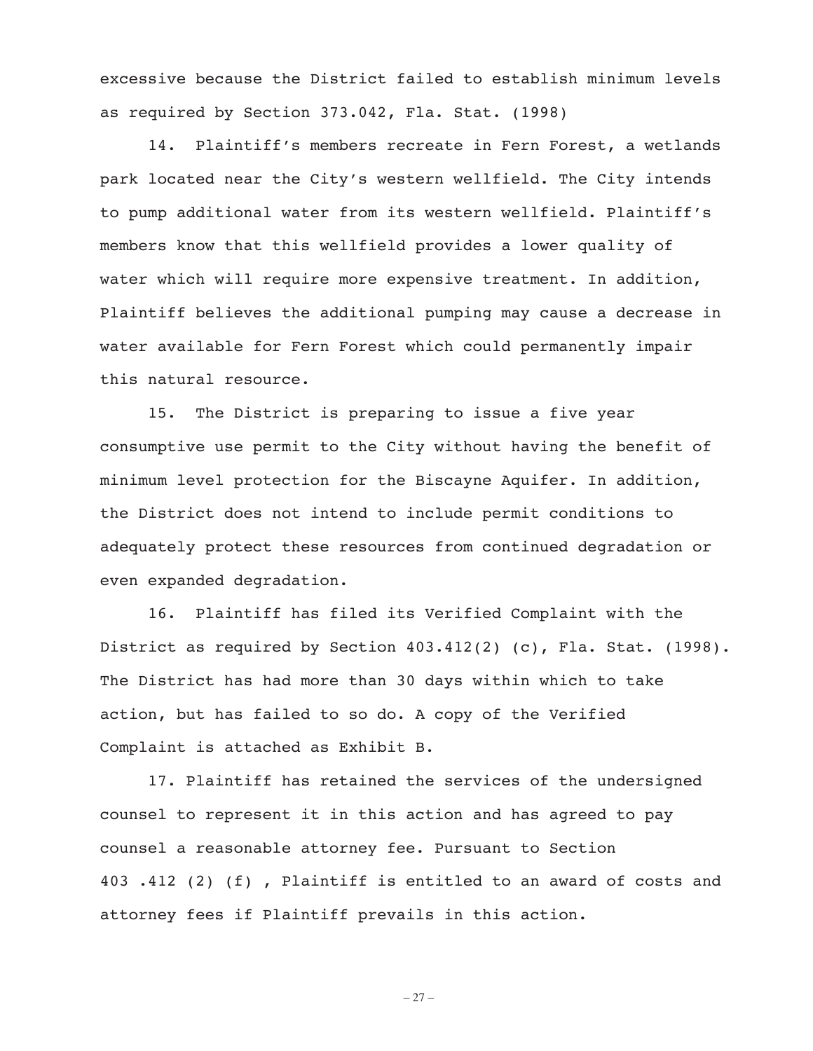excessive because the District failed to establish minimum levels as required by Section 373.042, Fla. Stat. (1998)

14. Plaintiff's members recreate in Fern Forest, a wetlands park located near the City's western wellfield. The City intends to pump additional water from its western wellfield. Plaintiff's members know that this wellfield provides a lower quality of water which will require more expensive treatment. In addition, Plaintiff believes the additional pumping may cause a decrease in water available for Fern Forest which could permanently impair this natural resource.

15. The District is preparing to issue a five year consumptive use permit to the City without having the benefit of minimum level protection for the Biscayne Aquifer. In addition, the District does not intend to include permit conditions to adequately protect these resources from continued degradation or even expanded degradation.

16. Plaintiff has filed its Verified Complaint with the District as required by Section 403.412(2) (c), Fla. Stat. (1998). The District has had more than 30 days within which to take action, but has failed to so do. A copy of the Verified Complaint is attached as Exhibit B.

17. Plaintiff has retained the services of the undersigned counsel to represent it in this action and has agreed to pay counsel a reasonable attorney fee. Pursuant to Section 403 .412 (2) (f) , Plaintiff is entitled to an award of costs and attorney fees if Plaintiff prevails in this action.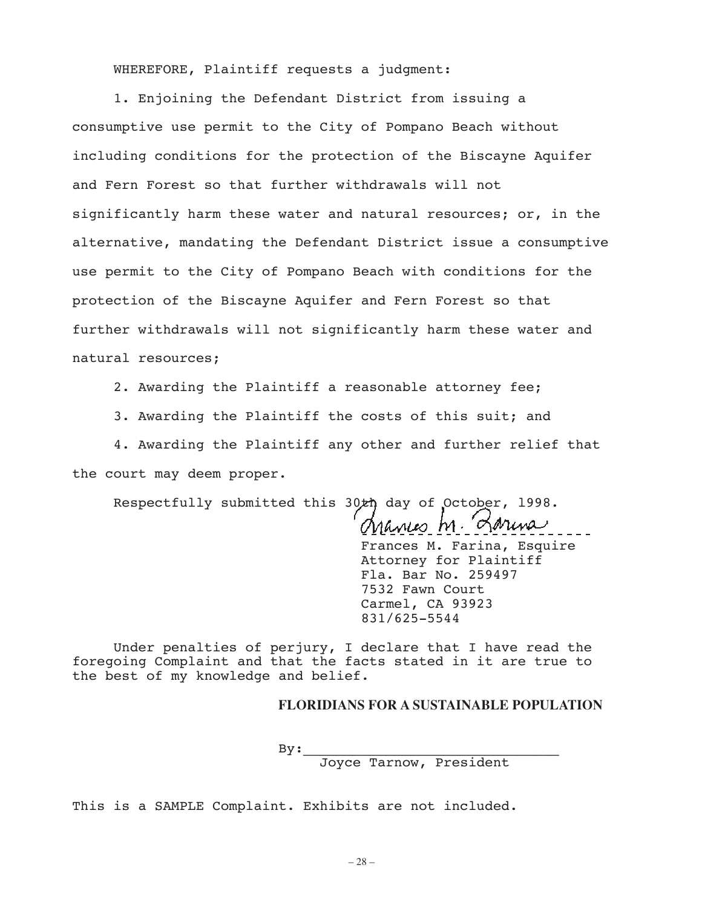WHEREFORE, Plaintiff requests a judgment:

1. Enjoining the Defendant District from issuing a consumptive use permit to the City of Pompano Beach without including conditions for the protection of the Biscayne Aquifer and Fern Forest so that further withdrawals will not significantly harm these water and natural resources; or, in the alternative, mandating the Defendant District issue a consumptive use permit to the City of Pompano Beach with conditions for the protection of the Biscayne Aquifer and Fern Forest so that further withdrawals will not significantly harm these water and natural resources;

2. Awarding the Plaintiff a reasonable attorney fee;

3. Awarding the Plaintiff the costs of this suit; and

4. Awarding the Plaintiff any other and further relief that the court may deem proper.

Respectfully submitted this 30th day of October, 1998.

Frances M. Farina, Esquire
Attorney for Plaintiff
Fla. Bar No. 259497
7532 Fawn Court
Carmel, CA 93923
831/625-5544

Under penalties of perjury, I declare that I have read the foregoing Complaint and that the facts stated in it are true to the best of my knowledge and belief.

**FLORIDIANS FOR A SUSTAINABLE POPULATION**

By:\_\_\_\_\_\_\_\_\_\_\_\_\_\_\_\_\_\_\_\_\_\_\_\_\_\_\_\_\_\_\_
Joyce Tarnow, President

This is a SAMPLE Complaint. Exhibits are not included.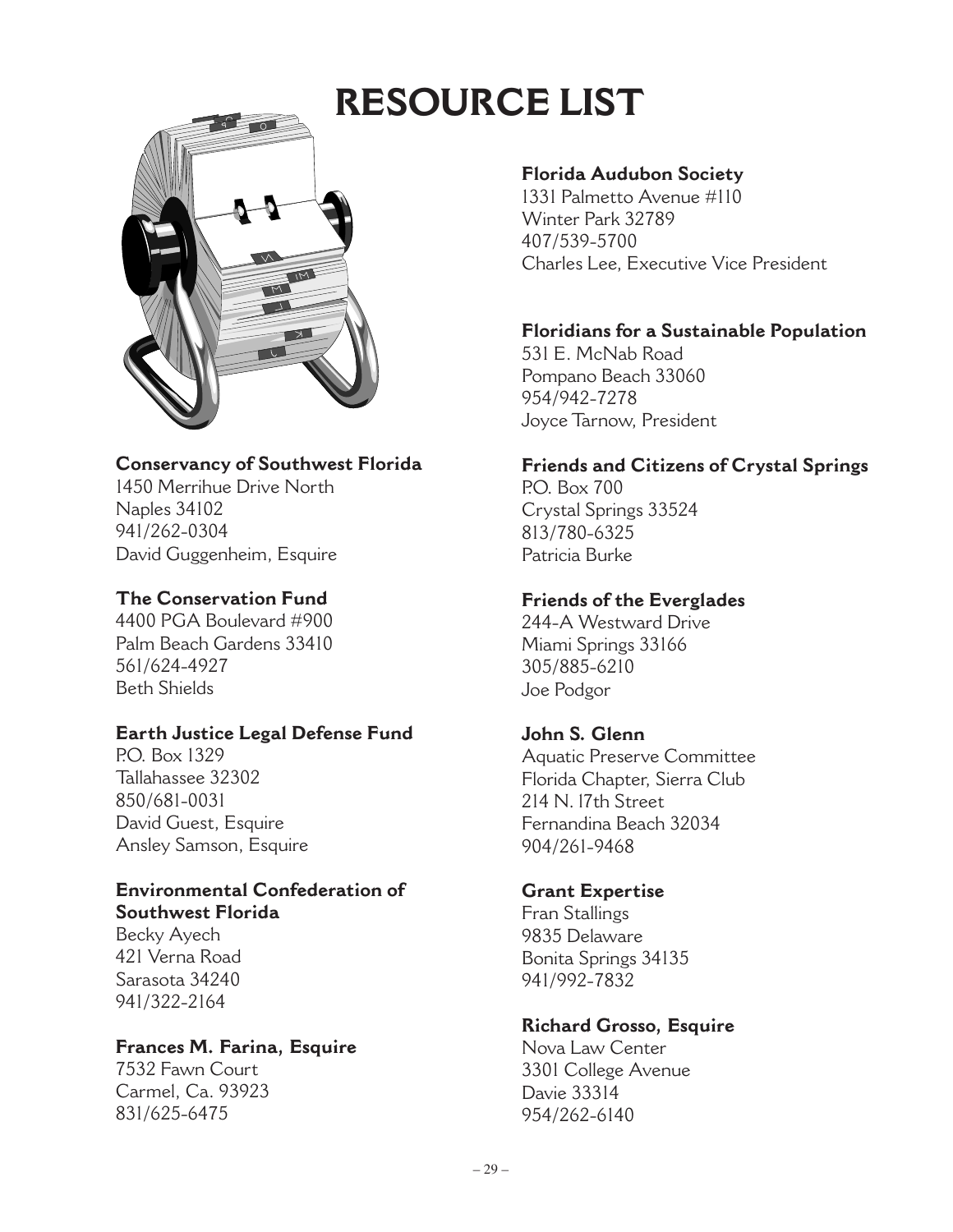# RESOURCE LIST

**Conservancy of Southwest Florida**
1450 Merrihue Drive North
Naples 34102
941/262-0304
David Guggenheim, Esquire

**The Conservation Fund**
4400 PGA Boulevard #900
Palm Beach Gardens 33410
561/624-4927
Beth Shields

**Earth Justice Legal Defense Fund**
P.O. Box 1329
Tallahassee 32302
850/681-0031
David Guest, Esquire
Ansley Samson, Esquire

**Environmental Confederation of Southwest Florida**
Becky Ayech
421 Verna Road
Sarasota 34240
941/322-2164

**Frances M. Farina, Esquire**
7532 Fawn Court
Carmel, Ca. 93923
831/625-6475

**Florida Audubon Society**
1331 Palmetto Avenue #110
Winter Park 32789
407/539-5700
Charles Lee, Executive Vice President

**Floridians for a Sustainable Population**
531 E. McNab Road
Pompano Beach 33060
954/942-7278
Joyce Tarnow, President

**Friends and Citizens of Crystal Springs**
P.O. Box 700
Crystal Springs 33524
813/780-6325
Patricia Burke

**Friends of the Everglades**
244-A Westward Drive
Miami Springs 33166
305/885-6210
Joe Podgor

**John S. Glenn**
Aquatic Preserve Committee
Florida Chapter, Sierra Club
214 N. 17th Street
Fernandina Beach 32034
904/261-9468

**Grant Expertise**
Fran Stallings
9835 Delaware
Bonita Springs 34135
941/992-7832

**Richard Grosso, Esquire**
Nova Law Center
3301 College Avenue
Davie 33314
954/262-6140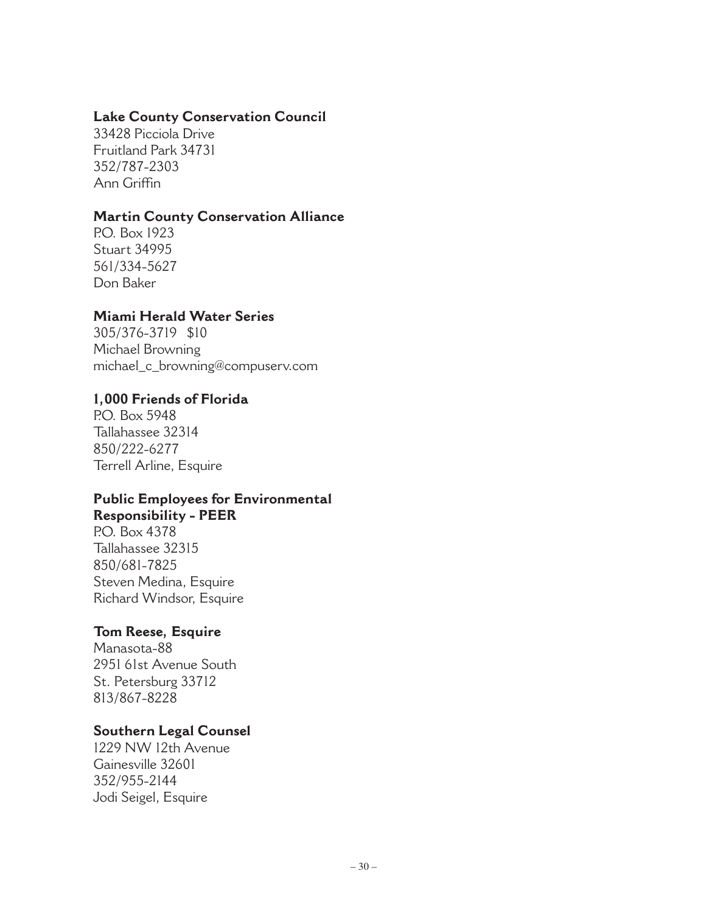**Lake County Conservation Council**
33428 Picciola Drive
Fruitland Park 34731
352/787-2303
Ann Griffin

**Martin County Conservation Alliance**
P.O. Box 1923
Stuart 34995
561/334-5627
Don Baker

**Miami Herald Water Series**
305/376-3719 $10
Michael Browning
michael_c_browning@compuserv.com

**1,000 Friends of Florida**
P.O. Box 5948
Tallahassee 32314
850/222-6277
Terrell Arline, Esquire

**Public Employees for Environmental Responsibility - PEER**
P.O. Box 4378
Tallahassee 32315
850/681-7825
Steven Medina, Esquire
Richard Windsor, Esquire

**Tom Reese, Esquire**
Manasota-88
2951 61st Avenue South
St. Petersburg 33712
813/867-8228

**Southern Legal Counsel**
1229 NW 12th Avenue
Gainesville 32601
352/955-2144
Jodi Seigel, Esquire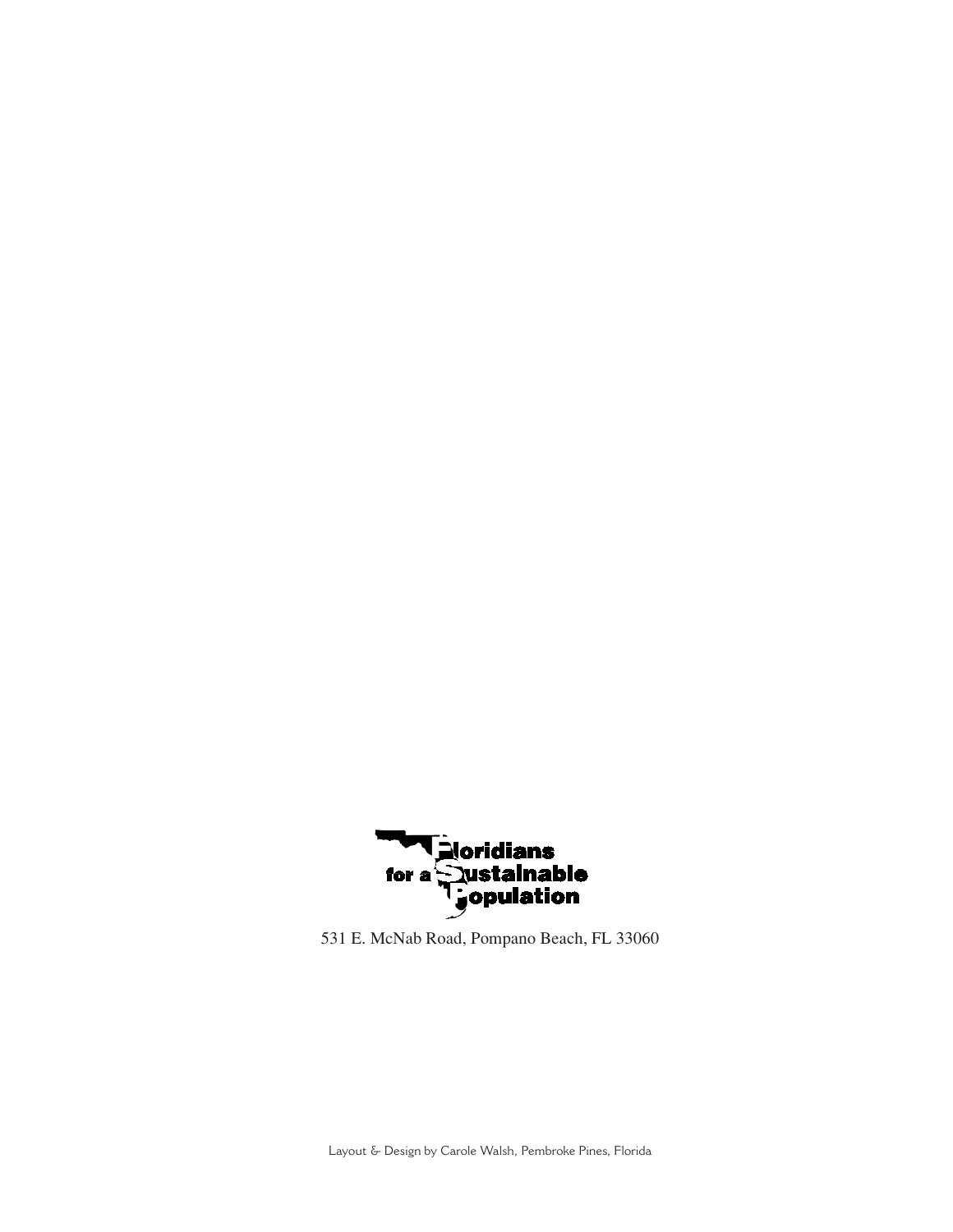Floridians for a Sustainable Population

531 E. McNab Road, Pompano Beach, FL 33060

Layout & Design by Carole Walsh, Pembroke Pines, Florida